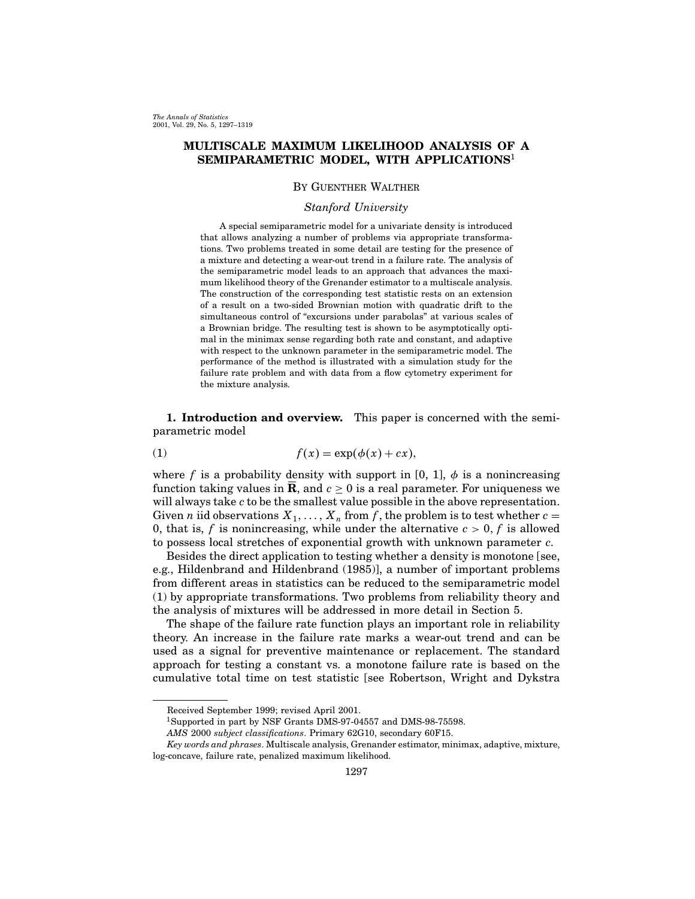# MULTISCALE MAXIMUM LIKELIHOOD ANALYSIS OF A SEMIPARAMETRIC MODEL, WITH APPLICATIONS[1]

BY GUENTHER WALTHER

*Stanford University*

A special semiparametric model for a univariate density is introduced that allows analyzing a number of problems via appropriate transformations. Two problems treated in some detail are testing for the presence of a mixture and detecting a wear-out trend in a failure rate. The analysis of the semiparametric model leads to an approach that advances the maximum likelihood theory of the Grenander estimator to a multiscale analysis. The construction of the corresponding test statistic rests on an extension of a result on a two-sided Brownian motion with quadratic drift to the simultaneous control of "excursions under parabolas" at various scales of a Brownian bridge. The resulting test is shown to be asymptotically optimal in the minimax sense regarding both rate and constant, and adaptive with respect to the unknown parameter in the semiparametric model. The performance of the method is illustrated with a simulation study for the failure rate problem and with data from a flow cytometry experiment for the mixture analysis.

**1. Introduction and overview.** This paper is concerned with the semiparametric model

$$f(x) = \exp(\phi(x) + cx), \tag{1}$$

where $f$ is a probability density with support in [0, 1], $\phi$ is a nonincreasing function taking values in $\overline{\mathbf{R}}$, and $c \geq 0$ is a real parameter. For uniqueness we will always take $c$ to be the smallest value possible in the above representation. Given $n$ iid observations $X_1, \ldots, X_n$ from $f$, the problem is to test whether $c = 0$, that is, $f$ is nonincreasing, while under the alternative $c > 0$, $f$ is allowed to possess local stretches of exponential growth with unknown parameter $c$.

Besides the direct application to testing whether a density is monotone [see, e.g., Hildenbrand and Hildenbrand (1985)], a number of important problems from different areas in statistics can be reduced to the semiparametric model (1) by appropriate transformations. Two problems from reliability theory and the analysis of mixtures will be addressed in more detail in Section 5.

The shape of the failure rate function plays an important role in reliability theory. An increase in the failure rate marks a wear-out trend and can be used as a signal for preventive maintenance or replacement. The standard approach for testing a constant vs. a monotone failure rate is based on the cumulative total time on test statistic [see Robertson, Wright and Dykstra

---

Received September 1999; revised April 2001.

[1]Supported in part by NSF Grants DMS-97-04557 and DMS-98-75598.

*AMS* 2000 *subject classifications*. Primary 62G10, secondary 60F15.

*Key words and phrases*. Multiscale analysis, Grenander estimator, minimax, adaptive, mixture, log-concave, failure rate, penalized maximum likelihood.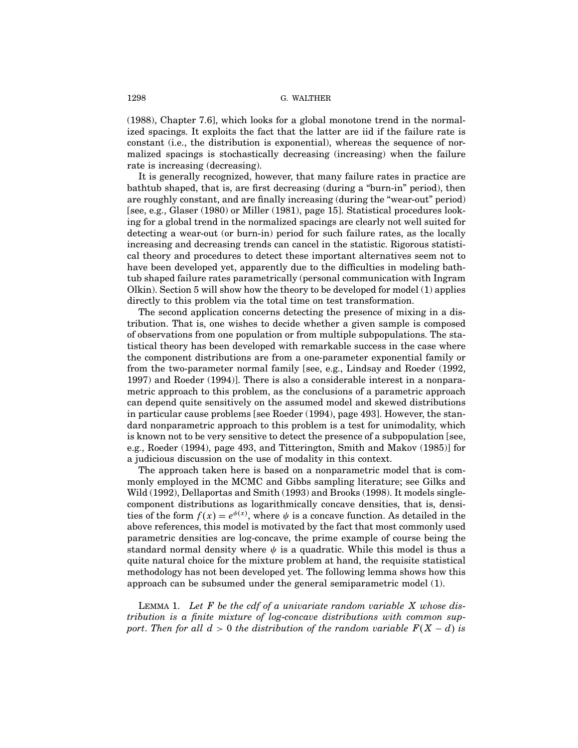(1988), Chapter 7.6], which looks for a global monotone trend in the normalized spacings. It exploits the fact that the latter are iid if the failure rate is constant (i.e., the distribution is exponential), whereas the sequence of normalized spacings is stochastically decreasing (increasing) when the failure rate is increasing (decreasing).

It is generally recognized, however, that many failure rates in practice are bathtub shaped, that is, are first decreasing (during a "burn-in" period), then are roughly constant, and are finally increasing (during the "wear-out" period) [see, e.g., Glaser (1980) or Miller (1981), page 15]. Statistical procedures looking for a global trend in the normalized spacings are clearly not well suited for detecting a wear-out (or burn-in) period for such failure rates, as the locally increasing and decreasing trends can cancel in the statistic. Rigorous statistical theory and procedures to detect these important alternatives seem not to have been developed yet, apparently due to the difficulties in modeling bathtub shaped failure rates parametrically (personal communication with Ingram Olkin). Section 5 will show how the theory to be developed for model (1) applies directly to this problem via the total time on test transformation.

The second application concerns detecting the presence of mixing in a distribution. That is, one wishes to decide whether a given sample is composed of observations from one population or from multiple subpopulations. The statistical theory has been developed with remarkable success in the case where the component distributions are from a one-parameter exponential family or from the two-parameter normal family [see, e.g., Lindsay and Roeder (1992, 1997) and Roeder (1994)]. There is also a considerable interest in a nonparametric approach to this problem, as the conclusions of a parametric approach can depend quite sensitively on the assumed model and skewed distributions in particular cause problems [see Roeder (1994), page 493]. However, the standard nonparametric approach to this problem is a test for unimodality, which is known not to be very sensitive to detect the presence of a subpopulation [see, e.g., Roeder (1994), page 493, and Titterington, Smith and Makov (1985)] for a judicious discussion on the use of modality in this context.

The approach taken here is based on a nonparametric model that is commonly employed in the MCMC and Gibbs sampling literature; see Gilks and Wild (1992), Dellaportas and Smith (1993) and Brooks (1998). It models single-component distributions as logarithmically concave densities, that is, densities of the form $f(x) = e^{\psi(x)}$, where $\psi$ is a concave function. As detailed in the above references, this model is motivated by the fact that most commonly used parametric densities are log-concave, the prime example of course being the standard normal density where $\psi$ is a quadratic. While this model is thus a quite natural choice for the mixture problem at hand, the requisite statistical methodology has not been developed yet. The following lemma shows how this approach can be subsumed under the general semiparametric model (1).

LEMMA 1. *Let $F$ be the cdf of a univariate random variable $X$ whose distribution is a finite mixture of log-concave distributions with common support. Then for all $d > 0$ the distribution of the random variable $F(X - d)$ is*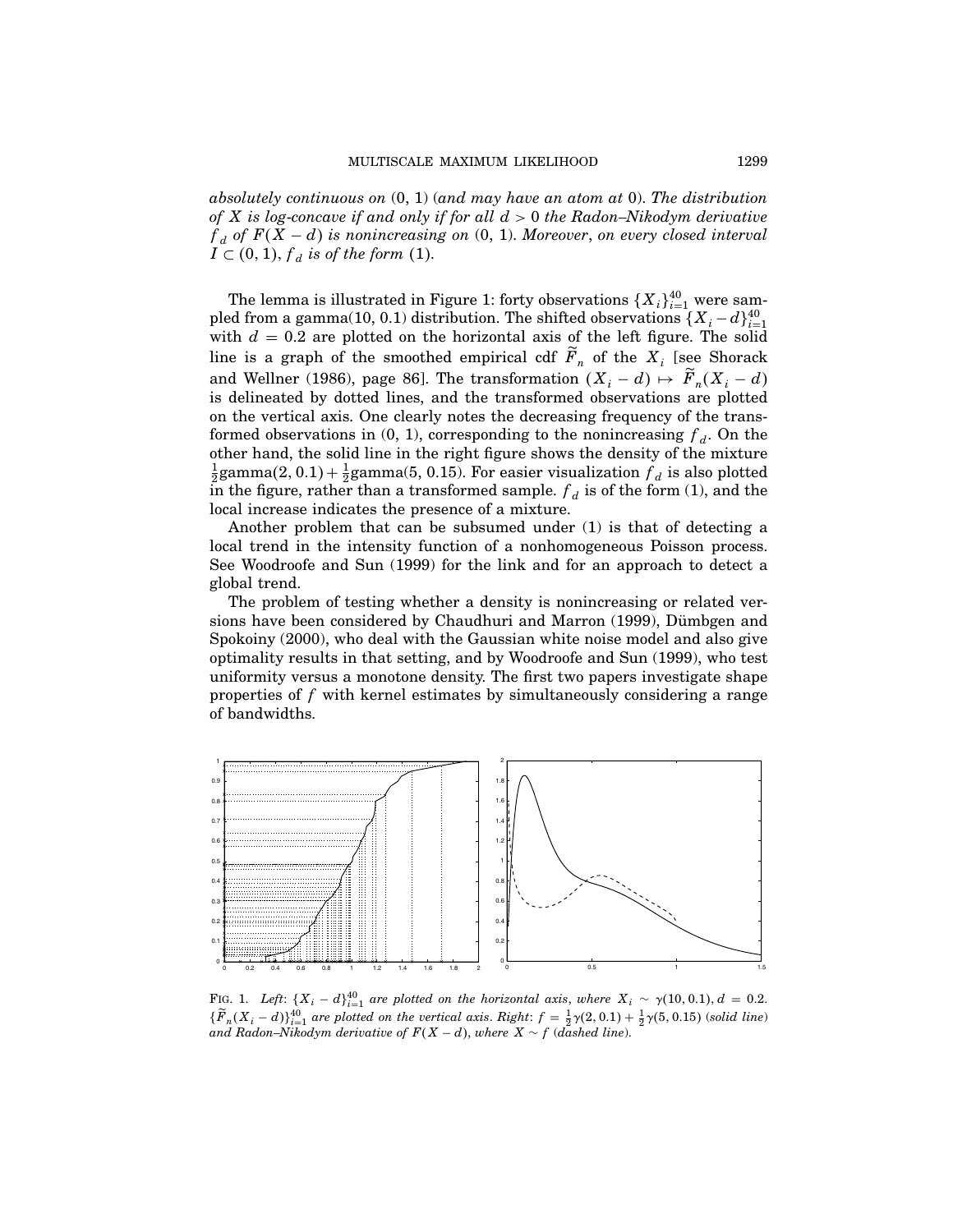*absolutely continuous on* $(0, 1)$ (*and may have an atom at* $0$). *The distribution of* $X$ *is log-concave if and only if for all* $d > 0$ *the Radon–Nikodym derivative* $f_d$ *of* $F(X - d)$ *is nonincreasing on* $(0, 1)$. *Moreover, on every closed interval* $I \subset (0, 1)$, $f_d$ *is of the form* (1).

The lemma is illustrated in Figure 1: forty observations $\{X_i\}_{i=1}^{40}$ were sampled from a gamma(10, 0.1) distribution. The shifted observations $\{X_i - d\}_{i=1}^{40}$ with $d = 0.2$ are plotted on the horizontal axis of the left figure. The solid line is a graph of the smoothed empirical cdf $\widetilde{F}_n$ of the $X_i$ [see Shorack and Wellner (1986), page 86]. The transformation $(X_i - d) \mapsto \widetilde{F}_n(X_i - d)$ is delineated by dotted lines, and the transformed observations are plotted on the vertical axis. One clearly notes the decreasing frequency of the transformed observations in $(0, 1)$, corresponding to the nonincreasing $f_d$. On the other hand, the solid line in the right figure shows the density of the mixture $\frac{1}{2}$gamma$(2, 0.1) + \frac{1}{2}$gamma$(5, 0.15)$. For easier visualization $f_d$ is also plotted in the figure, rather than a transformed sample. $f_d$ is of the form (1), and the local increase indicates the presence of a mixture.

Another problem that can be subsumed under (1) is that of detecting a local trend in the intensity function of a nonhomogeneous Poisson process. See Woodroofe and Sun (1999) for the link and for an approach to detect a global trend.

The problem of testing whether a density is nonincreasing or related versions have been considered by Chaudhuri and Marron (1999), Dümbgen and Spokoiny (2000), who deal with the Gaussian white noise model and also give optimality results in that setting, and by Woodroofe and Sun (1999), who test uniformity versus a monotone density. The first two papers investigate shape properties of $f$ with kernel estimates by simultaneously considering a range of bandwidths.

FIG. 1. *Left*: $\{X_i - d\}_{i=1}^{40}$ *are plotted on the horizontal axis, where* $X_i \sim \gamma(10, 0.1)$, $d = 0.2$. $\{\widetilde{F}_n(X_i - d)\}_{i=1}^{40}$ *are plotted on the vertical axis. Right*: $f = \frac{1}{2}\gamma(2, 0.1) + \frac{1}{2}\gamma(5, 0.15)$ (*solid line*) *and Radon–Nikodym derivative of* $F(X - d)$, *where* $X \sim f$ (*dashed line*).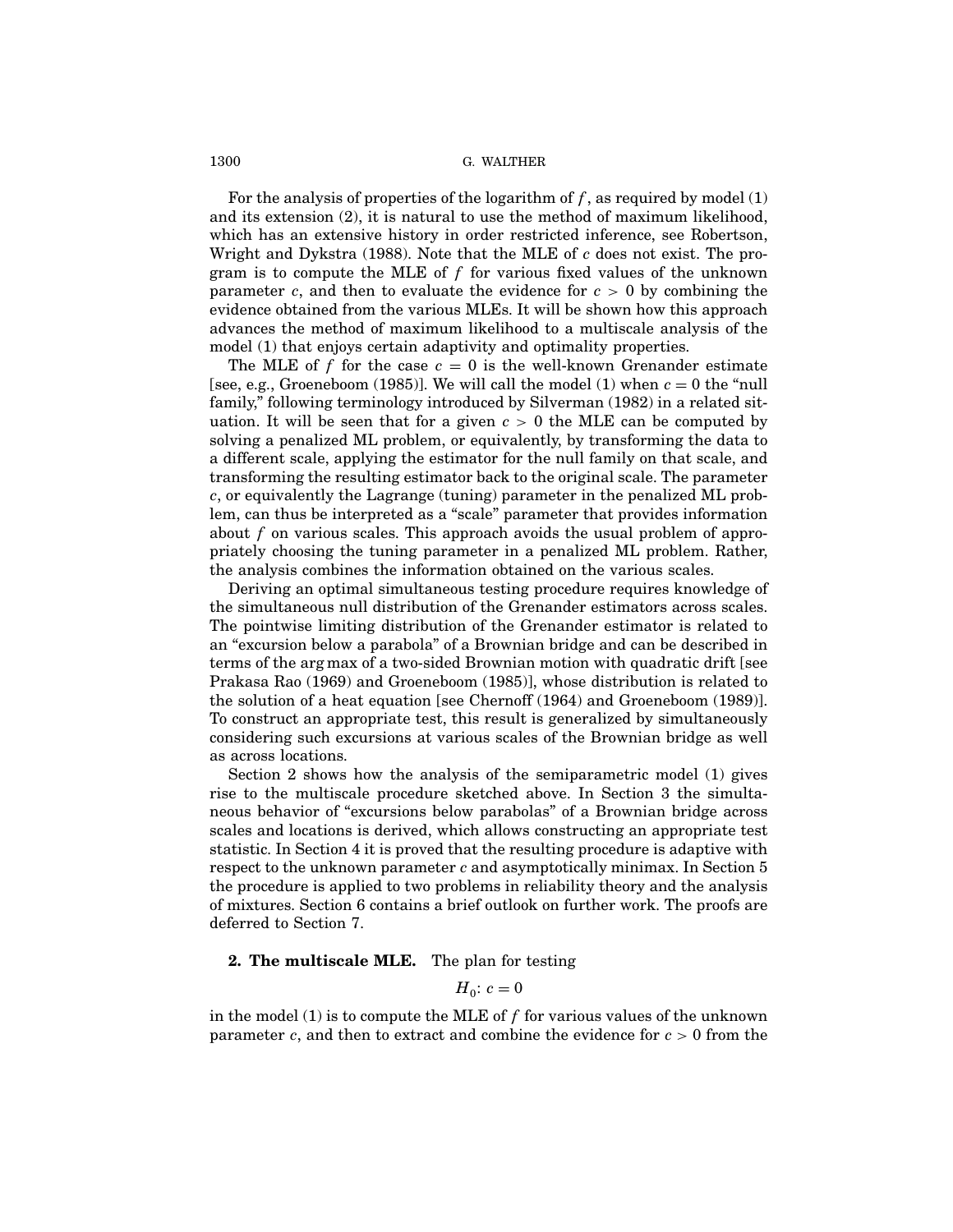For the analysis of properties of the logarithm of $f$, as required by model (1) and its extension (2), it is natural to use the method of maximum likelihood, which has an extensive history in order restricted inference, see Robertson, Wright and Dykstra (1988). Note that the MLE of $c$ does not exist. The program is to compute the MLE of $f$ for various fixed values of the unknown parameter $c$, and then to evaluate the evidence for $c > 0$ by combining the evidence obtained from the various MLEs. It will be shown how this approach advances the method of maximum likelihood to a multiscale analysis of the model (1) that enjoys certain adaptivity and optimality properties.

The MLE of $f$ for the case $c = 0$ is the well-known Grenander estimate [see, e.g., Groeneboom (1985)]. We will call the model (1) when $c = 0$ the "null family," following terminology introduced by Silverman (1982) in a related situation. It will be seen that for a given $c > 0$ the MLE can be computed by solving a penalized ML problem, or equivalently, by transforming the data to a different scale, applying the estimator for the null family on that scale, and transforming the resulting estimator back to the original scale. The parameter $c$, or equivalently the Lagrange (tuning) parameter in the penalized ML problem, can thus be interpreted as a "scale" parameter that provides information about $f$ on various scales. This approach avoids the usual problem of appropriately choosing the tuning parameter in a penalized ML problem. Rather, the analysis combines the information obtained on the various scales.

Deriving an optimal simultaneous testing procedure requires knowledge of the simultaneous null distribution of the Grenander estimators across scales. The pointwise limiting distribution of the Grenander estimator is related to an "excursion below a parabola" of a Brownian bridge and can be described in terms of the arg max of a two-sided Brownian motion with quadratic drift [see Prakasa Rao (1969) and Groeneboom (1985)], whose distribution is related to the solution of a heat equation [see Chernoff (1964) and Groeneboom (1989)]. To construct an appropriate test, this result is generalized by simultaneously considering such excursions at various scales of the Brownian bridge as well as across locations.

Section 2 shows how the analysis of the semiparametric model (1) gives rise to the multiscale procedure sketched above. In Section 3 the simultaneous behavior of "excursions below parabolas" of a Brownian bridge across scales and locations is derived, which allows constructing an appropriate test statistic. In Section 4 it is proved that the resulting procedure is adaptive with respect to the unknown parameter $c$ and asymptotically minimax. In Section 5 the procedure is applied to two problems in reliability theory and the analysis of mixtures. Section 6 contains a brief outlook on further work. The proofs are deferred to Section 7.

## 2. The multiscale MLE.

The plan for testing

$$H_0\colon c = 0$$

in the model (1) is to compute the MLE of $f$ for various values of the unknown parameter $c$, and then to extract and combine the evidence for $c > 0$ from the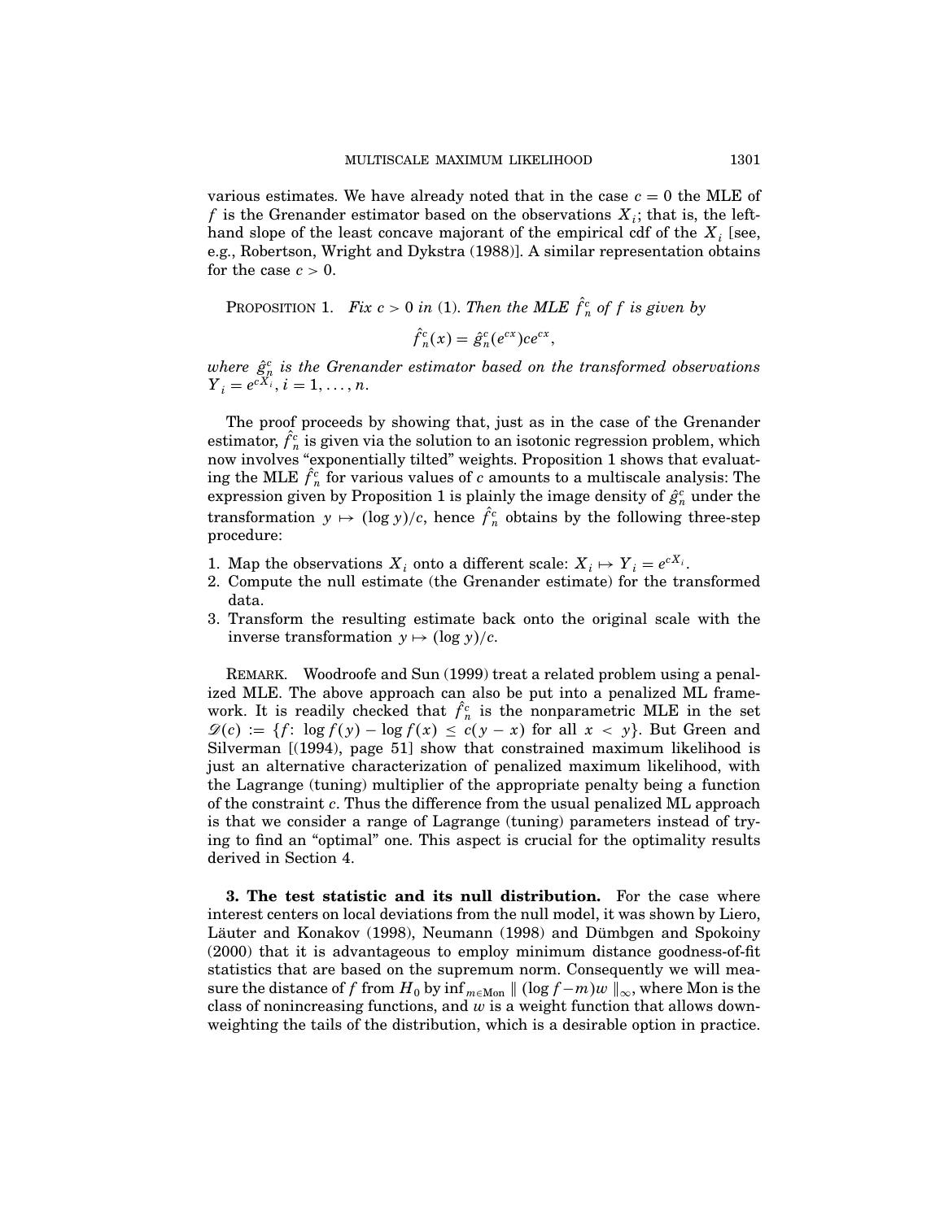various estimates. We have already noted that in the case $c = 0$ the MLE of $f$ is the Grenander estimator based on the observations $X_i$; that is, the left-hand slope of the least concave majorant of the empirical cdf of the $X_i$ [see, e.g., Robertson, Wright and Dykstra (1988)]. A similar representation obtains for the case $c > 0$.

PROPOSITION 1. *Fix $c > 0$ in* (1). *Then the MLE $\hat{f}_n^c$ of $f$ is given by*

$$\hat{f}_n^c(x) = \hat{g}_n^c(e^{cx})ce^{cx},$$

*where $\hat{g}_n^c$ is the Grenander estimator based on the transformed observations $Y_i = e^{cX_i}$, $i = 1, \ldots, n$.*

The proof proceeds by showing that, just as in the case of the Grenander estimator, $\hat{f}_n^c$ is given via the solution to an isotonic regression problem, which now involves "exponentially tilted" weights. Proposition 1 shows that evaluating the MLE $\hat{f}_n^c$ for various values of $c$ amounts to a multiscale analysis: The expression given by Proposition 1 is plainly the image density of $\hat{g}_n^c$ under the transformation $y \mapsto (\log y)/c$, hence $\hat{f}_n^c$ obtains by the following three-step procedure:

1. Map the observations $X_i$ onto a different scale: $X_i \mapsto Y_i = e^{cX_i}$.
2. Compute the null estimate (the Grenander estimate) for the transformed data.
3. Transform the resulting estimate back onto the original scale with the inverse transformation $y \mapsto (\log y)/c$.

REMARK. Woodroofe and Sun (1999) treat a related problem using a penalized MLE. The above approach can also be put into a penalized ML framework. It is readily checked that $\hat{f}_n^c$ is the nonparametric MLE in the set $\mathscr{D}(c) := \{f\colon \log f(y) - \log f(x) \leq c(y - x) \text{ for all } x < y\}$. But Green and Silverman [(1994), page 51] show that constrained maximum likelihood is just an alternative characterization of penalized maximum likelihood, with the Lagrange (tuning) multiplier of the appropriate penalty being a function of the constraint $c$. Thus the difference from the usual penalized ML approach is that we consider a range of Lagrange (tuning) parameters instead of trying to find an "optimal" one. This aspect is crucial for the optimality results derived in Section 4.

## 3. The test statistic and its null distribution.

For the case where interest centers on local deviations from the null model, it was shown by Liero, Läuter and Konakov (1998), Neumann (1998) and Dümbgen and Spokoiny (2000) that it is advantageous to employ minimum distance goodness-of-fit statistics that are based on the supremum norm. Consequently we will measure the distance of $f$ from $H_0$ by $\inf_{m \in \text{Mon}} \| (\log f - m)w \|_\infty$, where Mon is the class of nonincreasing functions, and $w$ is a weight function that allows down-weighting the tails of the distribution, which is a desirable option in practice.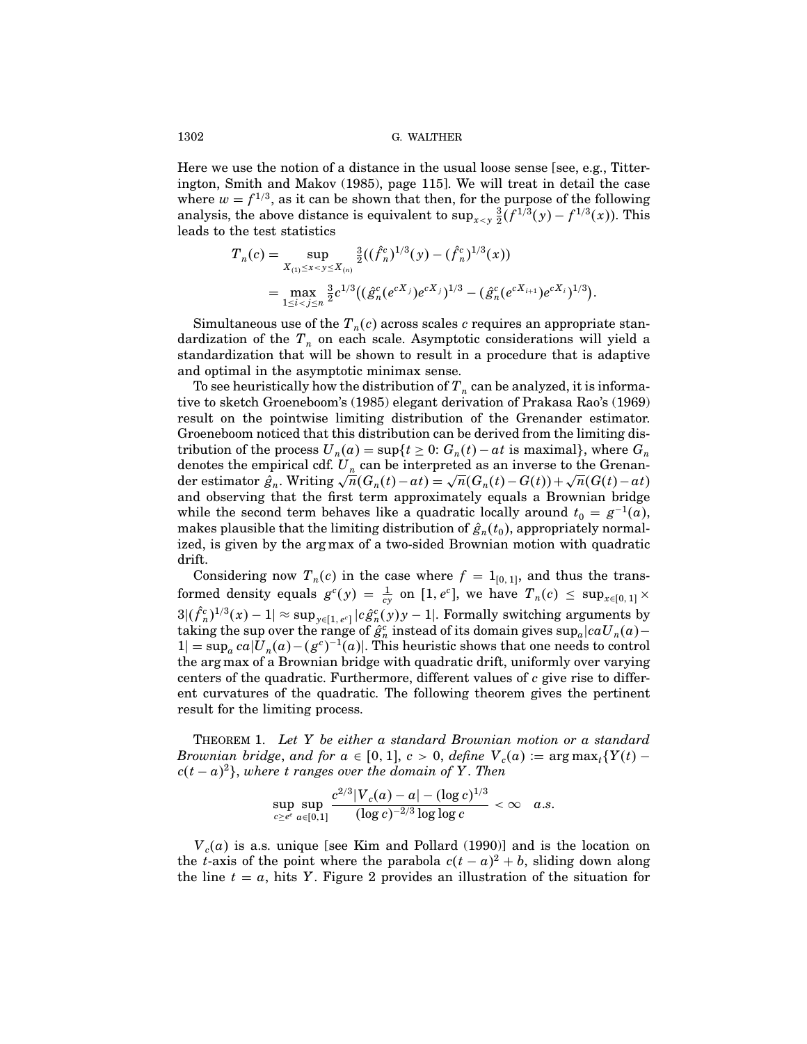Here we use the notion of a distance in the usual loose sense [see, e.g., Titterington, Smith and Makov (1985), page 115]. We will treat in detail the case where $w = f^{1/3}$, as it can be shown that then, for the purpose of the following analysis, the above distance is equivalent to $\sup_{x<y} \frac{3}{2}(f^{1/3}(y) - f^{1/3}(x))$. This leads to the test statistics

$$
\begin{aligned}
T_n(c) &= \sup_{X_{(1)} \le x < y \le X_{(n)}} \tfrac{3}{2}((\hat{f}_n^c)^{1/3}(y) - (\hat{f}_n^c)^{1/3}(x)) \\
&= \max_{1 \le i < j \le n} \tfrac{3}{2} c^{1/3} \big( (\hat{g}_n^c(e^{cX_j}) e^{cX_j})^{1/3} - (\hat{g}_n^c(e^{cX_{i+1}}) e^{cX_i})^{1/3} \big).
\end{aligned}
$$

Simultaneous use of the $T_n(c)$ across scales $c$ requires an appropriate standardization of the $T_n$ on each scale. Asymptotic considerations will yield a standardization that will be shown to result in a procedure that is adaptive and optimal in the asymptotic minimax sense.

To see heuristically how the distribution of $T_n$ can be analyzed, it is informative to sketch Groeneboom's (1985) elegant derivation of Prakasa Rao's (1969) result on the pointwise limiting distribution of the Grenander estimator. Groeneboom noticed that this distribution can be derived from the limiting distribution of the process $U_n(a) = \sup\{t \ge 0 \colon G_n(t) - at \text{ is maximal}\}$, where $G_n$ denotes the empirical cdf. $U_n$ can be interpreted as an inverse to the Grenander estimator $\hat{g}_n$. Writing $\sqrt{n}(G_n(t) - at) = \sqrt{n}(G_n(t) - G(t)) + \sqrt{n}(G(t) - at)$ and observing that the first term approximately equals a Brownian bridge while the second term behaves like a quadratic locally around $t_0 = g^{-1}(a)$, makes plausible that the limiting distribution of $\hat{g}_n(t_0)$, appropriately normalized, is given by the arg max of a two-sided Brownian motion with quadratic drift.

Considering now $T_n(c)$ in the case where $f = 1_{[0,1]}$, and thus the transformed density equals $g^c(y) = \frac{1}{cy}$ on $[1, e^c]$, we have $T_n(c) \le \sup_{x \in [0,1]} \times 3|(\hat{f}_n^c)^{1/3}(x) - 1| \approx \sup_{y \in [1, e^c]} |c\hat{g}_n^c(y)y - 1|$. Formally switching arguments by taking the sup over the range of $\hat{g}_n^c$ instead of its domain gives $\sup_a |caU_n(a) - 1| = \sup_a ca|U_n(a) - (g^c)^{-1}(a)|$. This heuristic shows that one needs to control the arg max of a Brownian bridge with quadratic drift, uniformly over varying centers of the quadratic. Furthermore, different values of $c$ give rise to different curvatures of the quadratic. The following theorem gives the pertinent result for the limiting process.

THEOREM 1. *Let $Y$ be either a standard Brownian motion or a standard Brownian bridge, and for $a \in [0,1]$, $c > 0$, define $V_c(a) := \arg\max_t \{Y(t) - c(t-a)^2\}$, where $t$ ranges over the domain of $Y$. Then*

$$
\sup_{c \ge e^e} \sup_{a \in [0,1]} \frac{c^{2/3}|V_c(a) - a| - (\log c)^{1/3}}{(\log c)^{-2/3} \log\log c} < \infty \quad a.s.
$$

$V_c(a)$ is a.s. unique [see Kim and Pollard (1990)] and is the location on the $t$-axis of the point where the parabola $c(t-a)^2 + b$, sliding down along the line $t = a$, hits $Y$. Figure 2 provides an illustration of the situation for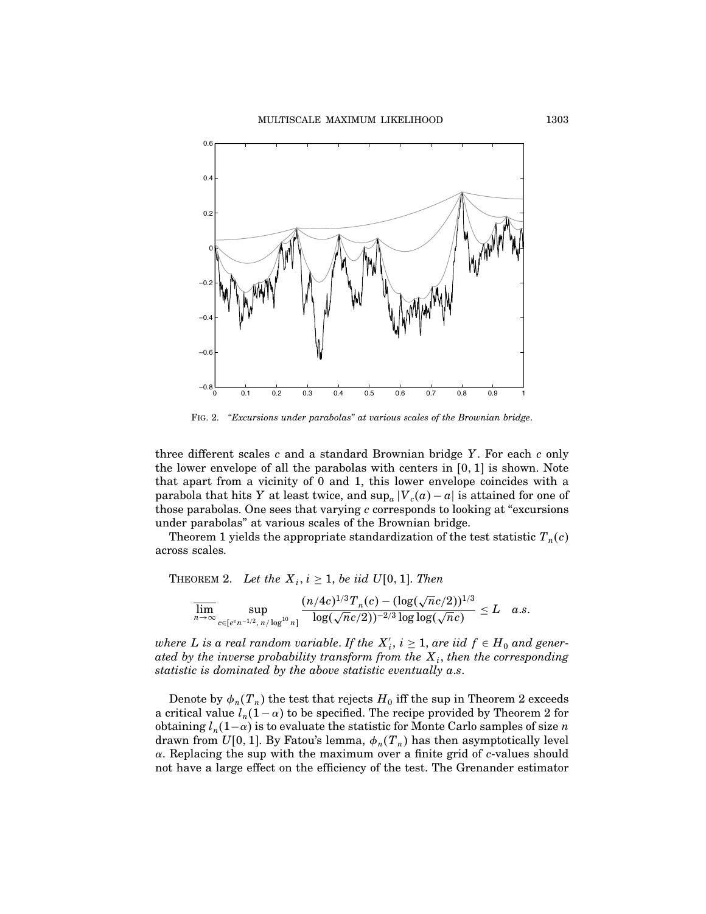FIG. 2. *"Excursions under parabolas" at various scales of the Brownian bridge.*

three different scales $c$ and a standard Brownian bridge $Y$. For each $c$ only the lower envelope of all the parabolas with centers in $[0, 1]$ is shown. Note that apart from a vicinity of 0 and 1, this lower envelope coincides with a parabola that hits $Y$ at least twice, and $\sup_a |V_c(a) - a|$ is attained for one of those parabolas. One sees that varying $c$ corresponds to looking at "excursions under parabolas" at various scales of the Brownian bridge.

Theorem 1 yields the appropriate standardization of the test statistic $T_n(c)$ across scales.

THEOREM 2. *Let the $X_i$, $i \geq 1$, be iid $U[0, 1]$. Then*

$$\overline{\lim_{n\to\infty}} \sup_{c \in [e^e n^{-1/2},\, n/\log^{10} n]} \frac{(n/4c)^{1/3} T_n(c) - (\log(\sqrt{n}c/2))^{1/3}}{\log(\sqrt{n}c/2))^{-2/3} \log\log(\sqrt{n}c)} \leq L \quad a.s.$$

*where $L$ is a real random variable. If the $X_i'$, $i \geq 1$, are iid $f \in H_0$ and generated by the inverse probability transform from the $X_i$, then the corresponding statistic is dominated by the above statistic eventually a.s.*

Denote by $\phi_n(T_n)$ the test that rejects $H_0$ iff the sup in Theorem 2 exceeds a critical value $l_n(1-\alpha)$ to be specified. The recipe provided by Theorem 2 for obtaining $l_n(1-\alpha)$ is to evaluate the statistic for Monte Carlo samples of size $n$ drawn from $U[0, 1]$. By Fatou's lemma, $\phi_n(T_n)$ has then asymptotically level $\alpha$. Replacing the sup with the maximum over a finite grid of $c$-values should not have a large effect on the efficiency of the test. The Grenander estimator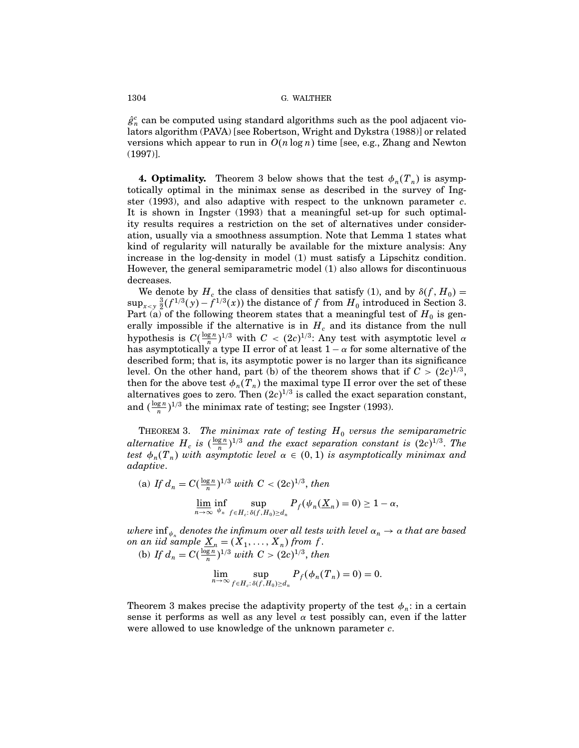$\hat{g}_n^c$ can be computed using standard algorithms such as the pool adjacent violators algorithm (PAVA) [see Robertson, Wright and Dykstra (1988)] or related versions which appear to run in $O(n \log n)$ time [see, e.g., Zhang and Newton (1997)].

**4. Optimality.** Theorem 3 below shows that the test $\phi_n(T_n)$ is asymptotically optimal in the minimax sense as described in the survey of Ingster (1993), and also adaptive with respect to the unknown parameter $c$. It is shown in Ingster (1993) that a meaningful set-up for such optimality results requires a restriction on the set of alternatives under consideration, usually via a smoothness assumption. Note that Lemma 1 states what kind of regularity will naturally be available for the mixture analysis: Any increase in the log-density in model (1) must satisfy a Lipschitz condition. However, the general semiparametric model (1) also allows for discontinuous decreases.

We denote by $H_c$ the class of densities that satisfy (1), and by $\delta(f, H_0) = \sup_{x<y} \frac{3}{2}(f^{1/3}(y) - f^{1/3}(x))$ the distance of $f$ from $H_0$ introduced in Section 3. Part (a) of the following theorem states that a meaningful test of $H_0$ is generally impossible if the alternative is in $H_c$ and its distance from the null hypothesis is $C(\frac{\log n}{n})^{1/3}$ with $C < (2c)^{1/3}$: Any test with asymptotic level $\alpha$ has asymptotically a type II error of at least $1 - \alpha$ for some alternative of the described form; that is, its asymptotic power is no larger than its significance level. On the other hand, part (b) of the theorem shows that if $C > (2c)^{1/3}$, then for the above test $\phi_n(T_n)$ the maximal type II error over the set of these alternatives goes to zero. Then $(2c)^{1/3}$ is called the exact separation constant, and $(\frac{\log n}{n})^{1/3}$ the minimax rate of testing; see Ingster (1993).

THEOREM 3. *The minimax rate of testing $H_0$ versus the semiparametric alternative $H_c$ is $(\frac{\log n}{n})^{1/3}$ and the exact separation constant is $(2c)^{1/3}$. The test $\phi_n(T_n)$ with asymptotic level $\alpha \in (0, 1)$ is asymptotically minimax and adaptive.*

(a) *If $d_n = C(\frac{\log n}{n})^{1/3}$ with $C < (2c)^{1/3}$, then*

$$\varliminf_{n\to\infty} \inf_{\psi_n} \sup_{f \in H_c : \delta(f, H_0) \geq d_n} P_f(\psi_n(\underline{X}_n) = 0) \geq 1 - \alpha,$$

*where $\inf_{\psi_n}$ denotes the infimum over all tests with level $\alpha_n \to \alpha$ that are based on an iid sample $\underline{X}_n = (X_1, \dots, X_n)$ from $f$.*

(b) *If $d_n = C(\frac{\log n}{n})^{1/3}$ with $C > (2c)^{1/3}$, then*

$$\lim_{n\to\infty} \sup_{f \in H_c : \delta(f, H_0) \geq d_n} P_f(\phi_n(T_n) = 0) = 0.$$

Theorem 3 makes precise the adaptivity property of the test $\phi_n$: in a certain sense it performs as well as any level $\alpha$ test possibly can, even if the latter were allowed to use knowledge of the unknown parameter $c$.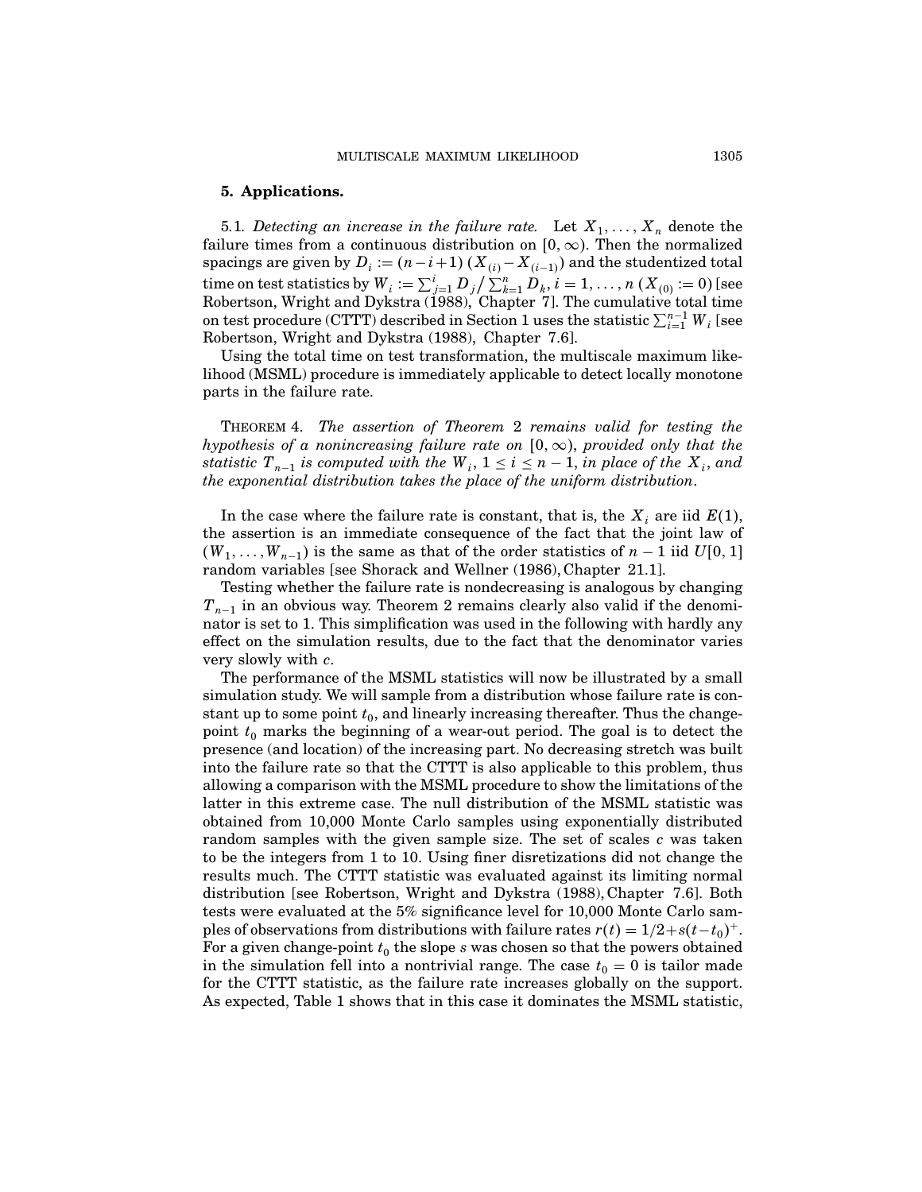## 5. Applications.

5.1. *Detecting an increase in the failure rate.* Let $X_1, \ldots, X_n$ denote the failure times from a continuous distribution on $[0, \infty)$. Then the normalized spacings are given by $D_i := (n-i+1)(X_{(i)} - X_{(i-1)})$ and the studentized total time on test statistics by $W_i := \sum_{j=1}^{i} D_j \big/ \sum_{k=1}^{n} D_k$, $i = 1, \ldots, n$ ($X_{(0)} := 0$) [see Robertson, Wright and Dykstra (1988), Chapter 7]. The cumulative total time on test procedure (CTTT) described in Section 1 uses the statistic $\sum_{i=1}^{n-1} W_i$ [see Robertson, Wright and Dykstra (1988), Chapter 7.6].

Using the total time on test transformation, the multiscale maximum likelihood (MSML) procedure is immediately applicable to detect locally monotone parts in the failure rate.

THEOREM 4. *The assertion of Theorem 2 remains valid for testing the hypothesis of a nonincreasing failure rate on $[0, \infty)$, provided only that the statistic $T_{n-1}$ is computed with the $W_i$, $1 \le i \le n-1$, in place of the $X_i$, and the exponential distribution takes the place of the uniform distribution.*

In the case where the failure rate is constant, that is, the $X_i$ are iid $E(1)$, the assertion is an immediate consequence of the fact that the joint law of $(W_1, \ldots, W_{n-1})$ is the same as that of the order statistics of $n-1$ iid $U[0,1]$ random variables [see Shorack and Wellner (1986), Chapter 21.1].

Testing whether the failure rate is nondecreasing is analogous by changing $T_{n-1}$ in an obvious way. Theorem 2 remains clearly also valid if the denominator is set to 1. This simplification was used in the following with hardly any effect on the simulation results, due to the fact that the denominator varies very slowly with $c$.

The performance of the MSML statistics will now be illustrated by a small simulation study. We will sample from a distribution whose failure rate is constant up to some point $t_0$, and linearly increasing thereafter. Thus the change-point $t_0$ marks the beginning of a wear-out period. The goal is to detect the presence (and location) of the increasing part. No decreasing stretch was built into the failure rate so that the CTTT is also applicable to this problem, thus allowing a comparison with the MSML procedure to show the limitations of the latter in this extreme case. The null distribution of the MSML statistic was obtained from 10,000 Monte Carlo samples using exponentially distributed random samples with the given sample size. The set of scales $c$ was taken to be the integers from 1 to 10. Using finer disretizations did not change the results much. The CTTT statistic was evaluated against its limiting normal distribution [see Robertson, Wright and Dykstra (1988), Chapter 7.6]. Both tests were evaluated at the 5% significance level for 10,000 Monte Carlo samples of observations from distributions with failure rates $r(t) = 1/2 + s(t - t_0)^+$. For a given change-point $t_0$ the slope $s$ was chosen so that the powers obtained in the simulation fell into a nontrivial range. The case $t_0 = 0$ is tailor made for the CTTT statistic, as the failure rate increases globally on the support. As expected, Table 1 shows that in this case it dominates the MSML statistic,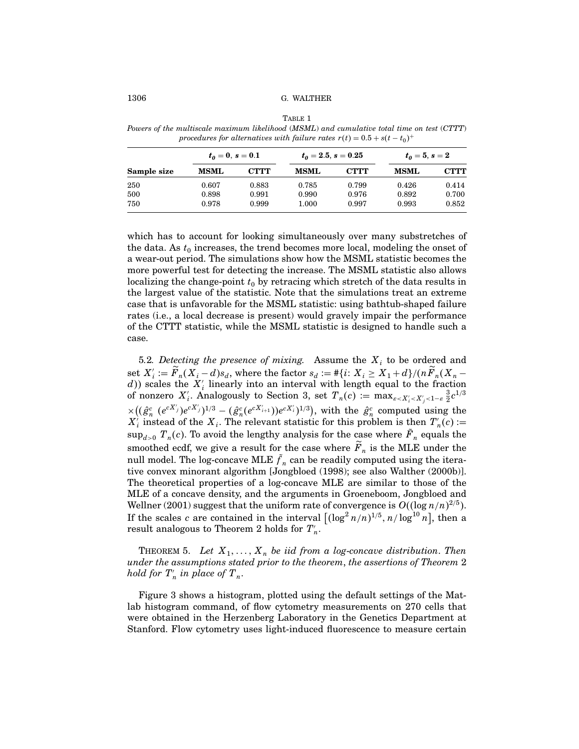TABLE 1

*Powers of the multiscale maximum likelihood (MSML) and cumulative total time on test (CTTT) procedures for alternatives with failure rates $r(t) = 0.5 + s(t - t_0)^+$*

| | $t_0 = 0,\ s = 0.1$ | | $t_0 = 2.5,\ s = 0.25$ | | $t_0 = 5,\ s = 2$ | |
|---|---|---|---|---|---|---|
| **Sample size** | **MSML** | **CTTT** | **MSML** | **CTTT** | **MSML** | **CTTT** |
| 250 | 0.607 | 0.883 | 0.785 | 0.799 | 0.426 | 0.414 |
| 500 | 0.898 | 0.991 | 0.990 | 0.976 | 0.892 | 0.700 |
| 750 | 0.978 | 0.999 | 1.000 | 0.997 | 0.993 | 0.852 |

which has to account for looking simultaneously over many substretches of the data. As $t_0$ increases, the trend becomes more local, modeling the onset of a wear-out period. The simulations show how the MSML statistic becomes the more powerful test for detecting the increase. The MSML statistic also allows localizing the change-point $t_0$ by retracing which stretch of the data results in the largest value of the statistic. Note that the simulations treat an extreme case that is unfavorable for the MSML statistic: using bathtub-shaped failure rates (i.e., a local decrease is present) would gravely impair the performance of the CTTT statistic, while the MSML statistic is designed to handle such a case.

5.2. *Detecting the presence of mixing.* Assume the $X_i$ to be ordered and set $X_i' := \widetilde{F}_n(X_i - d)s_d$, where the factor $s_d := \#\{i\colon X_i \geq X_1 + d\}/(n\widetilde{F}_n(X_n - d))$ scales the $X_i'$ linearly into an interval with length equal to the fraction of nonzero $X_i'$. Analogously to Section 3, set $T_n(c) := \max_{\varepsilon < X_i' < X_j' < 1-\varepsilon} \frac{3}{2} c^{1/3} \times \big((\hat{g}_n^c\ (e^{cX_j'})e^{cX_j'})^{1/3} - (\hat{g}_n^c(e^{cX_{i+1}'}))e^{cX_i'})^{1/3}\big)$, with the $\hat{g}_n^c$ computed using the $X_i'$ instead of the $X_i$. The relevant statistic for this problem is then $T_n'(c) := \sup_{d>0} T_n(c)$. To avoid the lengthy analysis for the case where $\tilde{F}_n$ equals the smoothed ecdf, we give a result for the case where $\widetilde{F}_n$ is the MLE under the null model. The log-concave MLE $\tilde{f}_n$ can be readily computed using the iterative convex minorant algorithm [Jongbloed (1998); see also Walther (2000b)]. The theoretical properties of a log-concave MLE are similar to those of the MLE of a concave density, and the arguments in Groeneboom, Jongbloed and Wellner (2001) suggest that the uniform rate of convergence is $O((\log n/n)^{2/5})$. If the scales $c$ are contained in the interval $\big[(\log^2 n/n)^{1/5}, n/\log^{10} n\big]$, then a result analogous to Theorem 2 holds for $T_n'$.

THEOREM 5. *Let $X_1, \dots, X_n$ be iid from a log-concave distribution. Then under the assumptions stated prior to the theorem, the assertions of Theorem 2 hold for $T_n'$ in place of $T_n$.*

Figure 3 shows a histogram, plotted using the default settings of the Matlab histogram command, of flow cytometry measurements on 270 cells that were obtained in the Herzenberg Laboratory in the Genetics Department at Stanford. Flow cytometry uses light-induced fluorescence to measure certain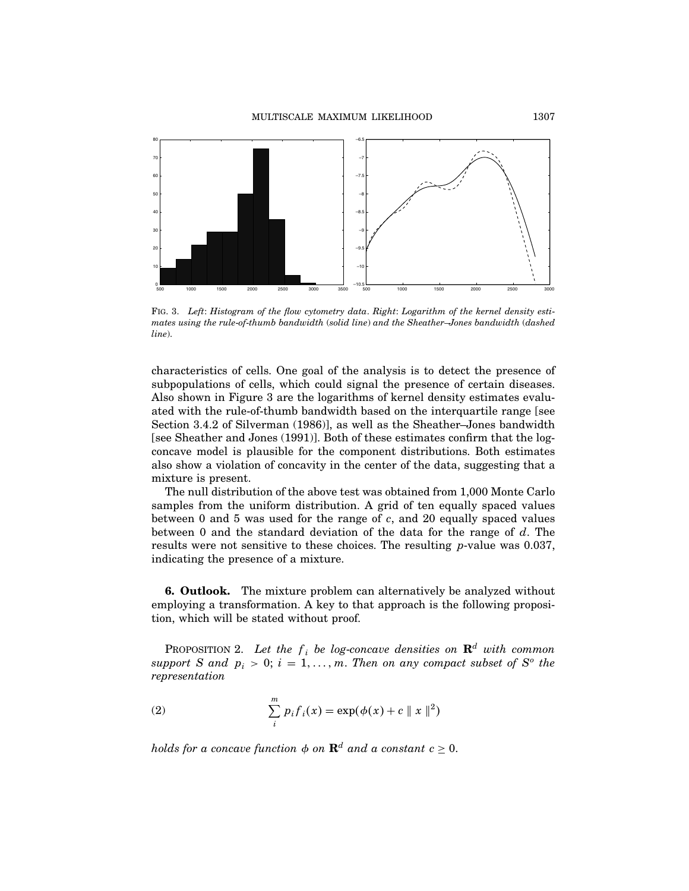FIG. 3. *Left*: *Histogram of the flow cytometry data*. *Right*: *Logarithm of the kernel density estimates using the rule-of-thumb bandwidth* (*solid line*) *and the Sheather–Jones bandwidth* (*dashed line*).

characteristics of cells. One goal of the analysis is to detect the presence of subpopulations of cells, which could signal the presence of certain diseases. Also shown in Figure 3 are the logarithms of kernel density estimates evaluated with the rule-of-thumb bandwidth based on the interquartile range [see Section 3.4.2 of Silverman (1986)], as well as the Sheather–Jones bandwidth [see Sheather and Jones (1991)]. Both of these estimates confirm that the log-concave model is plausible for the component distributions. Both estimates also show a violation of concavity in the center of the data, suggesting that a mixture is present.

The null distribution of the above test was obtained from 1,000 Monte Carlo samples from the uniform distribution. A grid of ten equally spaced values between 0 and 5 was used for the range of $c$, and 20 equally spaced values between 0 and the standard deviation of the data for the range of $d$. The results were not sensitive to these choices. The resulting $p$-value was 0.037, indicating the presence of a mixture.

## 6. Outlook.

The mixture problem can alternatively be analyzed without employing a transformation. A key to that approach is the following proposition, which will be stated without proof.

PROPOSITION 2. *Let the $f_i$ be log-concave densities on $\mathbf{R}^d$ with common support $S$ and $p_i > 0$; $i = 1, \ldots, m$. Then on any compact subset of $S^o$ the representation*

$$\sum_i^m p_i f_i(x) = \exp(\phi(x) + c \parallel x \parallel^2) \tag{2}$$

*holds for a concave function $\phi$ on $\mathbf{R}^d$ and a constant $c \geq 0$.*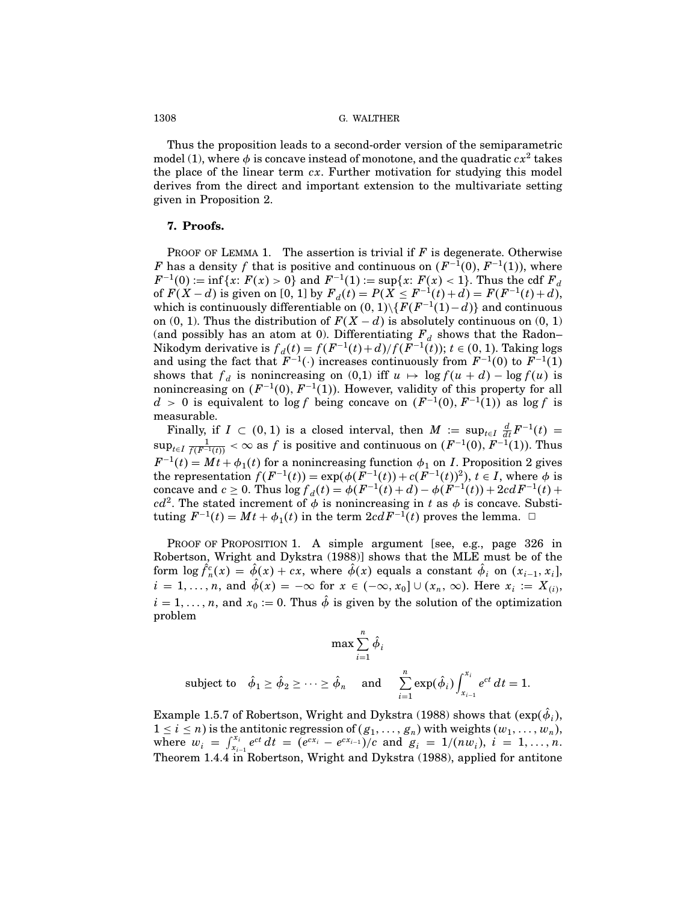Thus the proposition leads to a second-order version of the semiparametric model (1), where $\phi$ is concave instead of monotone, and the quadratic $cx^2$ takes the place of the linear term $cx$. Further motivation for studying this model derives from the direct and important extension to the multivariate setting given in Proposition 2.

## 7. Proofs.

PROOF OF LEMMA 1. The assertion is trivial if $F$ is degenerate. Otherwise $F$ has a density $f$ that is positive and continuous on $(F^{-1}(0), F^{-1}(1))$, where $F^{-1}(0) := \inf\{x: F(x) > 0\}$ and $F^{-1}(1) := \sup\{x: F(x) < 1\}$. Thus the cdf $F_d$ of $F(X-d)$ is given on $[0, 1]$ by $F_d(t) = P(X \leq F^{-1}(t)+d) = F(F^{-1}(t)+d)$, which is continuously differentiable on $(0,1)\backslash\{F(F^{-1}(1)-d)\}$ and continuous on $(0, 1)$. Thus the distribution of $F(X-d)$ is absolutely continuous on $(0, 1)$ (and possibly has an atom at 0). Differentiating $F_d$ shows that the Radon–Nikodym derivative is $f_d(t) = f(F^{-1}(t)+d)/f(F^{-1}(t))$; $t \in (0, 1)$. Taking logs and using the fact that $F^{-1}(\cdot)$ increases continuously from $F^{-1}(0)$ to $F^{-1}(1)$ shows that $f_d$ is nonincreasing on (0,1) iff $u \mapsto \log f(u+d) - \log f(u)$ is nonincreasing on $(F^{-1}(0), F^{-1}(1))$. However, validity of this property for all $d > 0$ is equivalent to $\log f$ being concave on $(F^{-1}(0), F^{-1}(1))$ as $\log f$ is measurable.

Finally, if $I \subset (0, 1)$ is a closed interval, then $M := \sup_{t\in I} \frac{d}{dt}F^{-1}(t) = \sup_{t\in I} \frac{1}{f(F^{-1}(t))} < \infty$ as $f$ is positive and continuous on $(F^{-1}(0), F^{-1}(1))$. Thus $F^{-1}(t) = Mt + \phi_1(t)$ for a nonincreasing function $\phi_1$ on $I$. Proposition 2 gives the representation $f(F^{-1}(t)) = \exp(\phi(F^{-1}(t)) + c(F^{-1}(t))^2)$, $t \in I$, where $\phi$ is concave and $c \geq 0$. Thus $\log f_d(t) = \phi(F^{-1}(t)+d) - \phi(F^{-1}(t)) + 2cdF^{-1}(t) + cd^2$. The stated increment of $\phi$ is nonincreasing in $t$ as $\phi$ is concave. Substituting $F^{-1}(t) = Mt + \phi_1(t)$ in the term $2cdF^{-1}(t)$ proves the lemma. $\square$

PROOF OF PROPOSITION 1. A simple argument [see, e.g., page 326 in Robertson, Wright and Dykstra (1988)] shows that the MLE must be of the form $\log \hat{f}^c_n(x) = \hat{\phi}(x) + cx$, where $\hat{\phi}(x)$ equals a constant $\hat{\phi}_i$ on $(x_{i-1}, x_i]$, $i = 1, \ldots, n$, and $\hat{\phi}(x) = -\infty$ for $x \in (-\infty, x_0] \cup (x_n, \infty)$. Here $x_i := X_{(i)}$, $i = 1, \ldots, n$, and $x_0 := 0$. Thus $\hat{\phi}$ is given by the solution of the optimization problem

$$\max \sum_{i=1}^{n} \hat{\phi}_i$$

$$\text{subject to} \quad \hat{\phi}_1 \geq \hat{\phi}_2 \geq \cdots \geq \hat{\phi}_n \quad \text{and} \quad \sum_{i=1}^{n} \exp(\hat{\phi}_i) \int_{x_{i-1}}^{x_i} e^{ct}\, dt = 1.$$

Example 1.5.7 of Robertson, Wright and Dykstra (1988) shows that $(\exp(\hat{\phi}_i)$, $1 \leq i \leq n)$ is the antitonic regression of $(g_1, \ldots, g_n)$ with weights $(w_1, \ldots, w_n)$, where $w_i = \int_{x_{i-1}}^{x_i} e^{ct}\, dt = (e^{cx_i} - e^{cx_{i-1}})/c$ and $g_i = 1/(nw_i)$, $i = 1, \ldots, n$. Theorem 1.4.4 in Robertson, Wright and Dykstra (1988), applied for antitone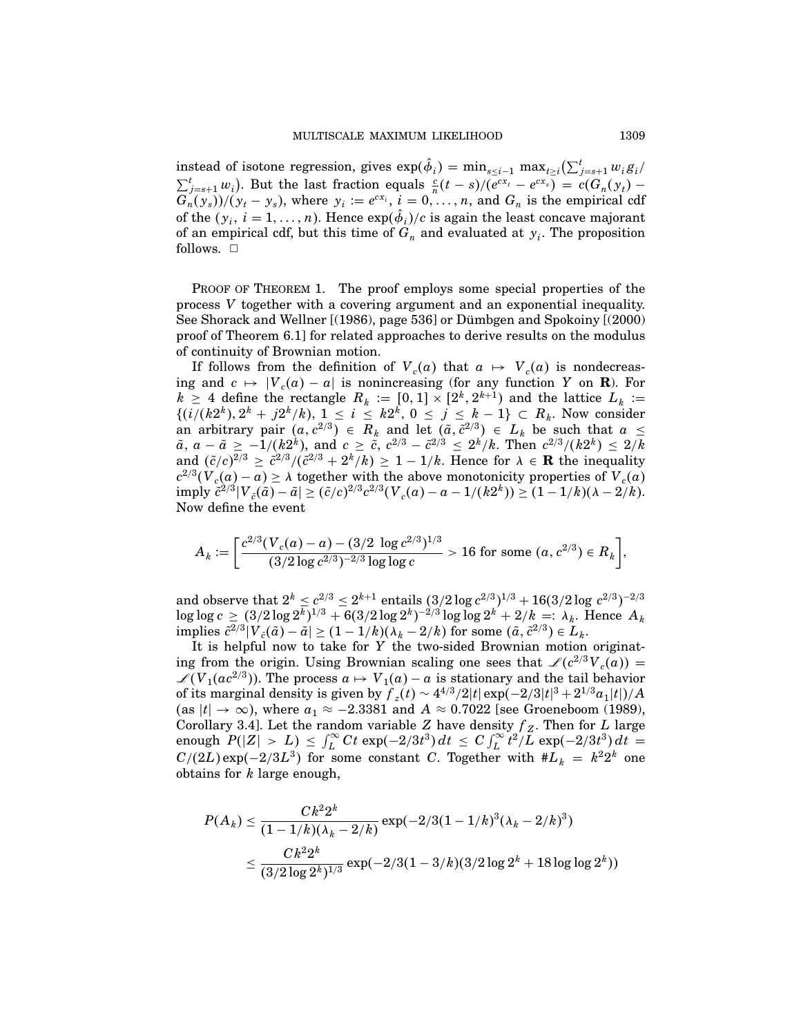instead of isotone regression, gives $\exp(\hat{\phi}_i) = \min_{s\le i-1} \max_{t\ge i}(\sum_{j=s+1}^{t} w_i g_i / \sum_{j=s+1}^{t} w_i)$. But the last fraction equals $\frac{c}{n}(t-s)/(e^{cx_t} - e^{cx_s}) = c(G_n(y_t) - G_n(y_s))/(y_t - y_s)$, where $y_i := e^{cx_i}$, $i = 0, \dots, n$, and $G_n$ is the empirical cdf of the $(y_i,\ i = 1, \dots, n)$. Hence $\exp(\hat{\phi}_i)/c$ is again the least concave majorant of an empirical cdf, but this time of $G_n$ and evaluated at $y_i$. The proposition follows. $\square$

PROOF OF THEOREM 1. The proof employs some special properties of the process $V$ together with a covering argument and an exponential inequality. See Shorack and Wellner [(1986), page 536] or Dümbgen and Spokoiny [(2000) proof of Theorem 6.1] for related approaches to derive results on the modulus of continuity of Brownian motion.

If follows from the definition of $V_c(a)$ that $a \mapsto V_c(a)$ is nondecreasing and $c \mapsto |V_c(a) - a|$ is nonincreasing (for any function $Y$ on $\mathbf{R}$). For $k \ge 4$ define the rectangle $R_k := [0,1] \times [2^k, 2^{k+1})$ and the lattice $L_k := \{(i/(k2^k), 2^k + j2^k/k),\ 1 \le i \le k2^k,\ 0 \le j \le k-1\} \subset R_k$. Now consider an arbitrary pair $(a, c^{2/3}) \in R_k$ and let $(\tilde{a}, \tilde{c}^{2/3}) \in L_k$ be such that $a \le \tilde{a}$, $a - \tilde{a} \ge -1/(k2^k)$, and $c \ge \tilde{c}$, $c^{2/3} - \tilde{c}^{2/3} \le 2^k/k$. Then $c^{2/3}/(k2^k) \le 2/k$ and $(\tilde{c}/c)^{2/3} \ge \tilde{c}^{2/3}/(\tilde{c}^{2/3} + 2^k/k) \ge 1 - 1/k$. Hence for $\lambda \in \mathbf{R}$ the inequality $c^{2/3}(V_c(a) - a) \ge \lambda$ together with the above monotonicity properties of $V_c(a)$ imply $\tilde{c}^{2/3}|V_{\tilde{c}}(\tilde{a}) - \tilde{a}| \ge (\tilde{c}/c)^{2/3} c^{2/3}(V_c(a) - a - 1/(k2^k)) \ge (1 - 1/k)(\lambda - 2/k)$. Now define the event

$$A_k := \left[\frac{c^{2/3}(V_c(a) - a) - (3/2\ \log c^{2/3})^{1/3}}{(3/2 \log c^{2/3})^{-2/3} \log\log c} > 16 \text{ for some } (a, c^{2/3}) \in R_k\right],$$

and observe that $2^k \le c^{2/3} \le 2^{k+1}$ entails $(3/2 \log c^{2/3})^{1/3} + 16(3/2 \log\ c^{2/3})^{-2/3} \log\log c \ge (3/2 \log 2^k)^{1/3} + 6(3/2 \log 2^k)^{-2/3} \log\log 2^k + 2/k =: \lambda_k$. Hence $A_k$ implies $\tilde{c}^{2/3}|V_{\tilde{c}}(\tilde{a}) - \tilde{a}| \ge (1 - 1/k)(\lambda_k - 2/k)$ for some $(\tilde{a}, \tilde{c}^{2/3}) \in L_k$.

It is helpful now to take for $Y$ the two-sided Brownian motion originating from the origin. Using Brownian scaling one sees that $\mathscr{L}(c^{2/3} V_c(a)) = \mathscr{L}(V_1(ac^{2/3}))$. The process $a \mapsto V_1(a) - a$ is stationary and the tail behavior of its marginal density is given by $f_z(t) \sim 4^{4/3}/2|t| \exp(-2/3|t|^3 + 2^{1/3} a_1 |t|)/A$ (as $|t| \to \infty$), where $a_1 \approx -2.3381$ and $A \approx 0.7022$ [see Groeneboom (1989), Corollary 3.4]. Let the random variable $Z$ have density $f_Z$. Then for $L$ large enough $P(|Z| > L) \le \int_L^\infty Ct \exp(-2/3t^3)\,dt \le C\int_L^\infty t^2/L \exp(-2/3t^3)\,dt = C/(2L)\exp(-2/3L^3)$ for some constant $C$. Together with $\#L_k = k^2 2^k$ one obtains for $k$ large enough,

$$\begin{aligned} P(A_k) &\le \frac{Ck^2 2^k}{(1 - 1/k)(\lambda_k - 2/k)} \exp(-2/3(1 - 1/k)^3(\lambda_k - 2/k)^3) \\ &\le \frac{Ck^2 2^k}{(3/2 \log 2^k)^{1/3}} \exp(-2/3(1 - 3/k)(3/2 \log 2^k + 18 \log\log 2^k)) \end{aligned}$$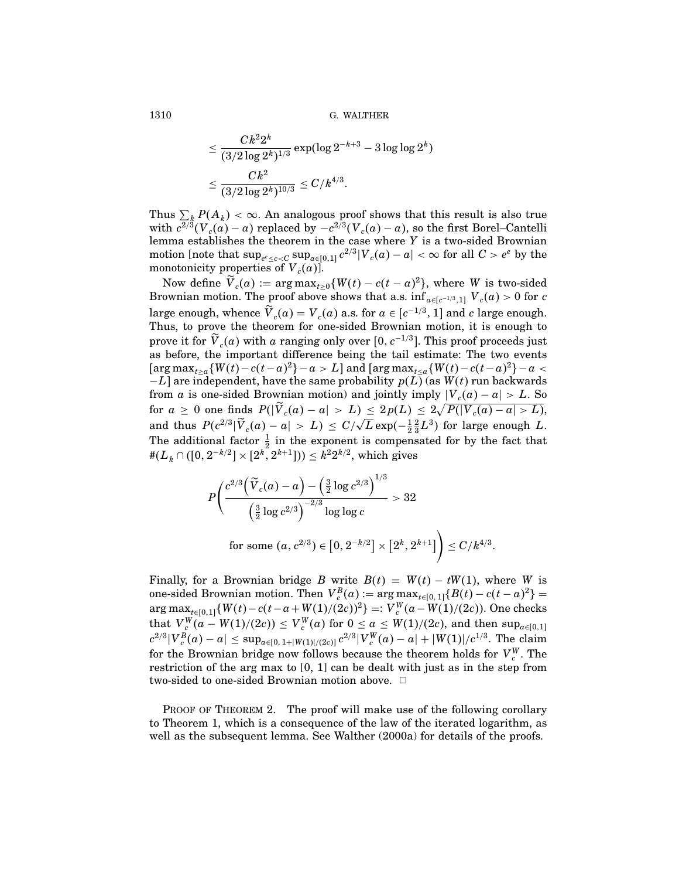$$\leq \frac{Ck^2 2^k}{(3/2\log 2^k)^{1/3}} \exp(\log 2^{-k+3} - 3\log\log 2^k)$$

$$\leq \frac{Ck^2}{(3/2\log 2^k)^{10/3}} \leq C/k^{4/3}.$$

Thus $\sum_k P(A_k) < \infty$. An analogous proof shows that this result is also true with $c^{2/3}(V_c(a) - a)$ replaced by $-c^{2/3}(V_c(a) - a)$, so the first Borel–Cantelli lemma establishes the theorem in the case where $Y$ is a two-sided Brownian motion [note that $\sup_{e^e \leq c < C} \sup_{a \in [0,1]} c^{2/3}|V_c(a) - a| < \infty$ for all $C > e^e$ by the monotonicity properties of $V_c(a)$].

Now define $\widetilde{V}_c(a) := \arg\max_{t \geq 0}\{W(t) - c(t-a)^2\}$, where $W$ is two-sided Brownian motion. The proof above shows that a.s. $\inf_{a \in [c^{-1/3}, 1]} V_c(a) > 0$ for $c$ large enough, whence $\widetilde{V}_c(a) = V_c(a)$ a.s. for $a \in [c^{-1/3}, 1]$ and $c$ large enough. Thus, to prove the theorem for one-sided Brownian motion, it is enough to prove it for $\widetilde{V}_c(a)$ with $a$ ranging only over $[0, c^{-1/3}]$. This proof proceeds just as before, the important difference being the tail estimate: The two events $[\arg\max_{t \geq a}\{W(t) - c(t-a)^2\} - a > L]$ and $[\arg\max_{t \leq a}\{W(t) - c(t-a)^2\} - a < -L]$ are independent, have the same probability $p(L)$ (as $W(t)$ run backwards from $a$ is one-sided Brownian motion) and jointly imply $|V_c(a) - a| > L$. So for $a \geq 0$ one finds $P(|\widetilde{V}_c(a) - a| > L) \leq 2p(L) \leq 2\sqrt{P(|V_c(a) - a| > L)}$, and thus $P(c^{2/3}|\widetilde{V}_c(a) - a| > L) \leq C/\sqrt{L}\exp(-\frac{1}{2}\frac{2}{3}L^3)$ for large enough $L$. The additional factor $\frac{1}{2}$ in the exponent is compensated for by the fact that $\#(L_k \cap ([0, 2^{-k/2}] \times [2^k, 2^{k+1}])) \leq k^2 2^{k/2}$, which gives

$$P\left(\frac{c^{2/3}\left(\widetilde{V}_c(a) - a\right) - \left(\frac{3}{2}\log c^{2/3}\right)^{1/3}}{\left(\frac{3}{2}\log c^{2/3}\right)^{-2/3}\log\log c} > 32 \right.$$

$$\left. \text{for some } (a, c^{2/3}) \in \left[0, 2^{-k/2}\right] \times \left[2^k, 2^{k+1}\right]\right) \leq C/k^{4/3}.$$

Finally, for a Brownian bridge $B$ write $B(t) = W(t) - tW(1)$, where $W$ is one-sided Brownian motion. Then $V_c^B(a) := \arg\max_{t \in [0,1]}\{B(t) - c(t-a)^2\} = \arg\max_{t \in [0,1]}\{W(t) - c(t - a + W(1)/(2c))^2\} =: V_c^W(a - W(1)/(2c))$. One checks that $V_c^W(a - W(1)/(2c)) \leq V_c^W(a)$ for $0 \leq a \leq W(1)/(2c)$, and then $\sup_{a \in [0,1]} c^{2/3}|V_c^B(a) - a| \leq \sup_{a \in [0, 1+|W(1)|/(2c)]} c^{2/3}|V_c^W(a) - a| + |W(1)|/c^{1/3}$. The claim for the Brownian bridge now follows because the theorem holds for $V_c^W$. The restriction of the arg max to $[0, 1]$ can be dealt with just as in the step from two-sided to one-sided Brownian motion above. $\square$

PROOF OF THEOREM 2. The proof will make use of the following corollary to Theorem 1, which is a consequence of the law of the iterated logarithm, as well as the subsequent lemma. See Walther (2000a) for details of the proofs.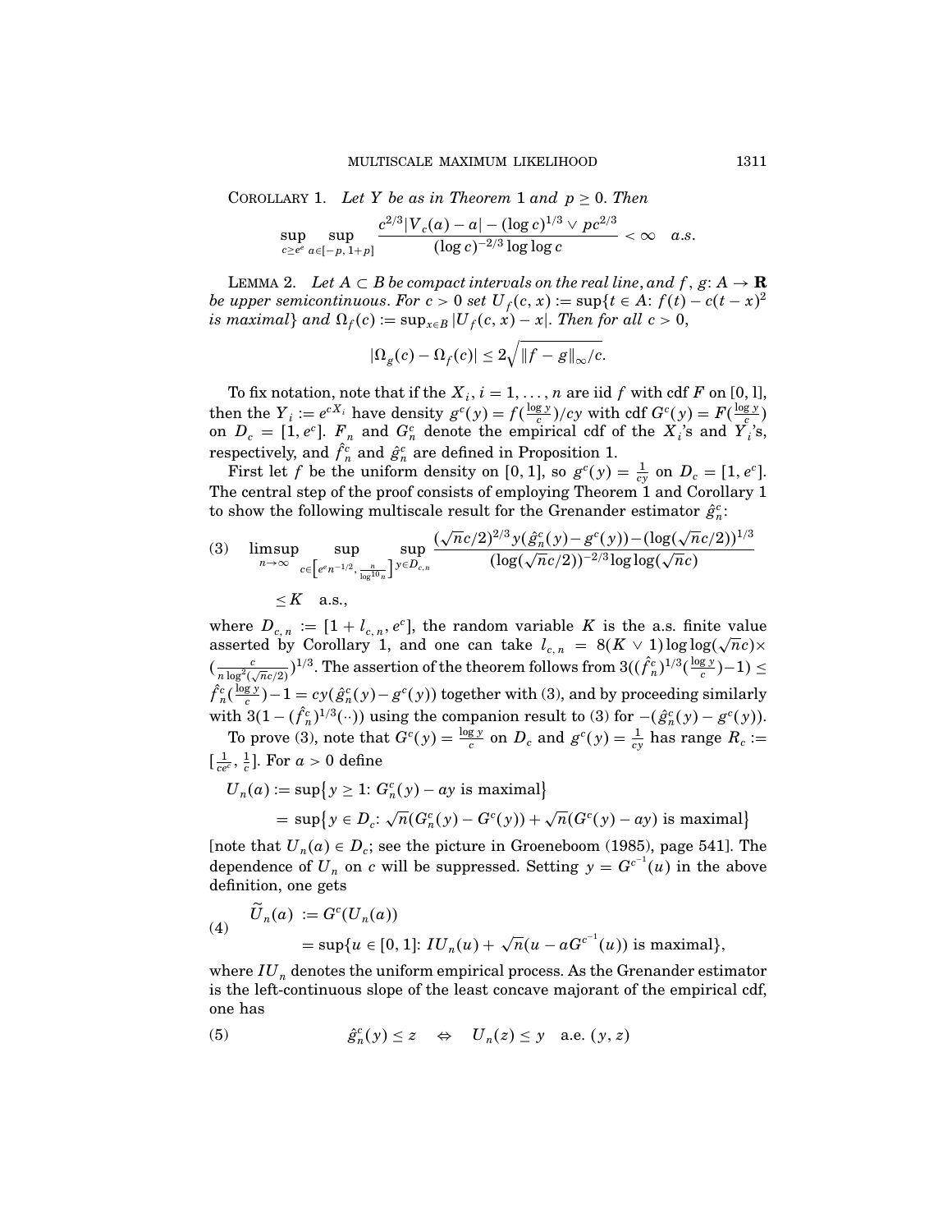COROLLARY 1. *Let $Y$ be as in Theorem 1 and $p \geq 0$. Then*

$$\sup_{c \geq e^e} \sup_{a \in [-p, 1+p]} \frac{c^{2/3}|V_c(a) - a| - (\log c)^{1/3} \vee pc^{2/3}}{(\log c)^{-2/3} \log\log c} < \infty \quad a.s.$$

LEMMA 2. *Let $A \subset B$ be compact intervals on the real line, and $f, g: A \to \mathbf{R}$ be upper semicontinuous. For $c > 0$ set $U_f(c, x) := \sup\{t \in A: f(t) - c(t-x)^2$ is maximal$\}$ and $\Omega_f(c) := \sup_{x \in B} |U_f(c, x) - x|$. Then for all $c > 0$,*

$$|\Omega_g(c) - \Omega_f(c)| \leq 2\sqrt{\|f - g\|_\infty / c}.$$

To fix notation, note that if the $X_i$, $i = 1, \ldots, n$ are iid $f$ with cdf $F$ on $[0, 1]$, then the $Y_i := e^{cX_i}$ have density $g^c(y) = f(\frac{\log y}{c})/cy$ with cdf $G^c(y) = F(\frac{\log y}{c})$ on $D_c = [1, e^c]$. $F_n$ and $G_n^c$ denote the empirical cdf of the $X_i$'s and $Y_i$'s, respectively, and $\hat{f}_n^c$ and $\hat{g}_n^c$ are defined in Proposition 1.

First let $f$ be the uniform density on $[0, 1]$, so $g^c(y) = \frac{1}{cy}$ on $D_c = [1, e^c]$. The central step of the proof consists of employing Theorem 1 and Corollary 1 to show the following multiscale result for the Grenander estimator $\hat{g}_n^c$:

$$\limsup_{n \to \infty} \sup_{c \in \left[e^e n^{-1/2}, \frac{n}{\log^{10} n}\right]} \sup_{y \in D_{c,n}} \frac{(\sqrt{n}c/2)^{2/3} y(\hat{g}_n^c(y) - g^c(y)) - (\log(\sqrt{n}c/2))^{1/3}}{(\log(\sqrt{n}c/2))^{-2/3} \log\log(\sqrt{n}c)} \tag{3}$$
$$\leq K \quad \text{a.s.},$$

where $D_{c,n} := [1 + l_{c,n}, e^c]$, the random variable $K$ is the a.s. finite value asserted by Corollary 1, and one can take $l_{c,n} = 8(K \vee 1) \log\log(\sqrt{n}c) \times (\frac{c}{n \log^2(\sqrt{n}c/2)})^{1/3}$. The assertion of the theorem follows from $3((\hat{f}_n^c)^{1/3}(\frac{\log y}{c}) - 1) \leq \hat{f}_n^c(\frac{\log y}{c}) - 1 = cy(\hat{g}_n^c(y) - g^c(y))$ together with (3), and by proceeding similarly with $3(1 - (\hat{f}_n^c)^{1/3}(\cdot\cdot))$ using the companion result to (3) for $-(\hat{g}_n^c(y) - g^c(y))$.

To prove (3), note that $G^c(y) = \frac{\log y}{c}$ on $D_c$ and $g^c(y) = \frac{1}{cy}$ has range $R_c := [\frac{1}{ce^c}, \frac{1}{c}]$. For $a > 0$ define

$$U_n(a) := \sup\{y \geq 1: G_n^c(y) - ay \text{ is maximal}\}$$
$$= \sup\{y \in D_c: \sqrt{n}(G_n^c(y) - G^c(y)) + \sqrt{n}(G^c(y) - ay) \text{ is maximal}\}$$

[note that $U_n(a) \in D_c$; see the picture in Groeneboom (1985), page 541]. The dependence of $U_n$ on $c$ will be suppressed. Setting $y = G^{c^{-1}}(u)$ in the above definition, one gets

$$\begin{aligned} \widetilde{U}_n(a) &:= G^c(U_n(a)) \\ &= \sup\{u \in [0, 1]: IU_n(u) + \sqrt{n}(u - aG^{c^{-1}}(u)) \text{ is maximal}\}, \end{aligned} \tag{4}$$

where $IU_n$ denotes the uniform empirical process. As the Grenander estimator is the left-continuous slope of the least concave majorant of the empirical cdf, one has

$$\hat{g}_n^c(y) \leq z \quad \Leftrightarrow \quad U_n(z) \leq y \quad \text{a.e. } (y, z) \tag{5}$$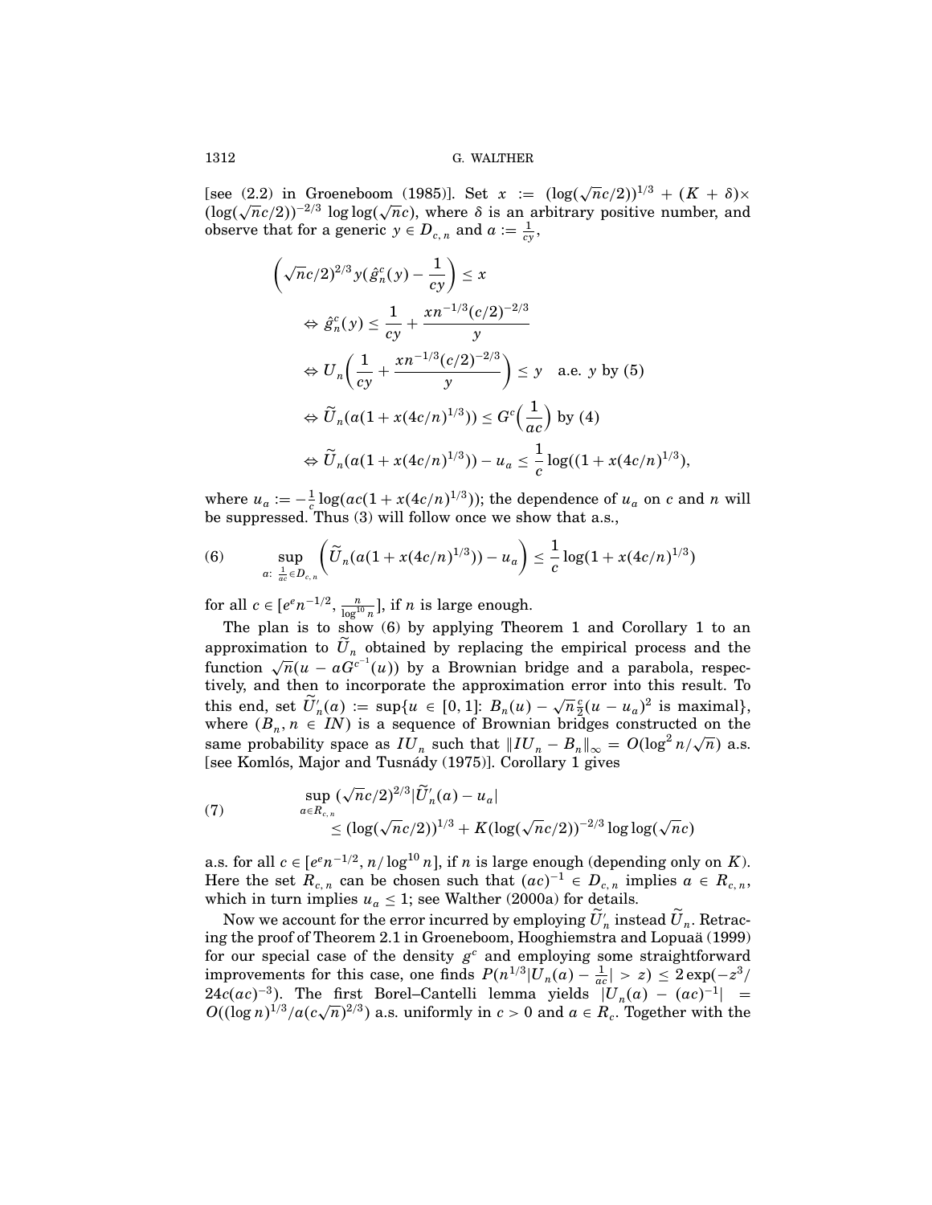[see (2.2) in Groeneboom (1985)]. Set $x := (\log(\sqrt{n}c/2))^{1/3} + (K + \delta) \times (\log(\sqrt{n}c/2))^{-2/3} \log\log(\sqrt{n}c)$, where $\delta$ is an arbitrary positive number, and observe that for a generic $y \in D_{c,n}$ and $a := \frac{1}{cy}$,

$$
\begin{aligned}
&\left(\sqrt{n}c/2\right)^{2/3} y\left(\hat{g}_n^c(y) - \frac{1}{cy}\right) \le x \\
&\quad \Leftrightarrow \hat{g}_n^c(y) \le \frac{1}{cy} + \frac{x n^{-1/3}(c/2)^{-2/3}}{y} \\
&\quad \Leftrightarrow U_n\left(\frac{1}{cy} + \frac{x n^{-1/3}(c/2)^{-2/3}}{y}\right) \le y \quad \text{a.e. } y \text{ by (5)} \\
&\quad \Leftrightarrow \widetilde{U}_n(a(1 + x(4c/n)^{1/3})) \le G^c\left(\frac{1}{ac}\right) \text{ by (4)} \\
&\quad \Leftrightarrow \widetilde{U}_n(a(1 + x(4c/n)^{1/3})) - u_a \le \frac{1}{c}\log((1 + x(4c/n)^{1/3}),
\end{aligned}
$$

where $u_a := -\frac{1}{c}\log(ac(1 + x(4c/n)^{1/3}))$; the dependence of $u_a$ on $c$ and $n$ will be suppressed. Thus (3) will follow once we show that a.s.,

$$
\sup_{a:\ \frac{1}{ac} \in D_{c,n}} \left(\widetilde{U}_n(a(1 + x(4c/n)^{1/3})) - u_a\right) \le \frac{1}{c}\log(1 + x(4c/n)^{1/3}) \tag{6}
$$

for all $c \in [e^e n^{-1/2}, \frac{n}{\log^{10} n}]$, if $n$ is large enough.

The plan is to show (6) by applying Theorem 1 and Corollary 1 to an approximation to $\widetilde{U}_n$ obtained by replacing the empirical process and the function $\sqrt{n}(u - aG^{c^{-1}}(u))$ by a Brownian bridge and a parabola, respectively, and then to incorporate the approximation error into this result. To this end, set $\widetilde{U}'_n(a) := \sup\{u \in [0,1]\colon B_n(u) - \sqrt{n}\frac{c}{2}(u - u_a)^2 \text{ is maximal}\}$, where $(B_n, n \in IN)$ is a sequence of Brownian bridges constructed on the same probability space as $IU_n$ such that $\|IU_n - B_n\|_\infty = O(\log^2 n/\sqrt{n})$ a.s. [see Komlós, Major and Tusnády (1975)]. Corollary 1 gives

$$
\begin{aligned}
&\sup_{a \in R_{c,n}} (\sqrt{n}c/2)^{2/3} |\widetilde{U}'_n(a) - u_a| \\
&\qquad \le (\log(\sqrt{n}c/2))^{1/3} + K(\log(\sqrt{n}c/2))^{-2/3}\log\log(\sqrt{n}c)
\end{aligned}
\tag{7}
$$

a.s. for all $c \in [e^e n^{-1/2}, n/\log^{10} n]$, if $n$ is large enough (depending only on $K$). Here the set $R_{c,n}$ can be chosen such that $(ac)^{-1} \in D_{c,n}$ implies $a \in R_{c,n}$, which in turn implies $u_a \le 1$; see Walther (2000a) for details.

Now we account for the error incurred by employing $\widetilde{U}'_n$ instead $\widetilde{U}_n$. Retracing the proof of Theorem 2.1 in Groeneboom, Hooghiemstra and Lopuaä (1999) for our special case of the density $g^c$ and employing some straightforward improvements for this case, one finds $P(n^{1/3}|U_n(a) - \frac{1}{ac}| > z) \le 2\exp(-z^3/24c(ac)^{-3})$. The first Borel–Cantelli lemma yields $|U_n(a) - (ac)^{-1}| = O((\log n)^{1/3}/a(c\sqrt{n})^{2/3})$ a.s. uniformly in $c > 0$ and $a \in R_c$. Together with the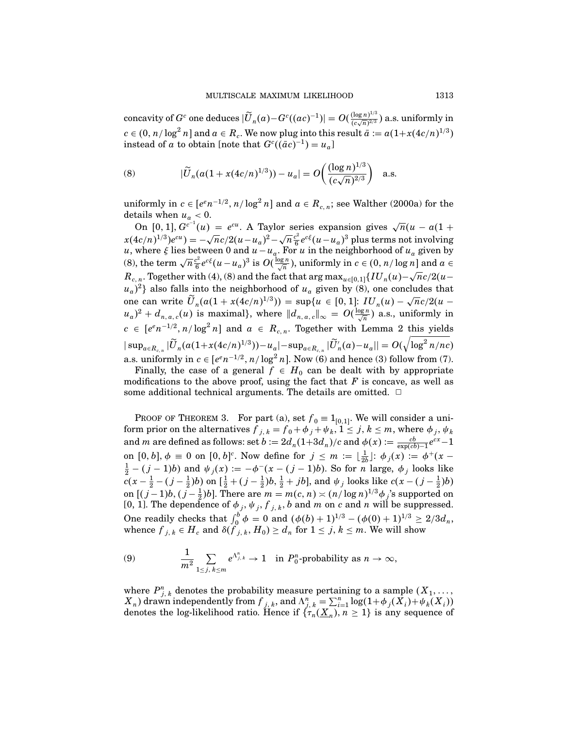concavity of $G^c$ one deduces $|\widetilde{U}_n(a)-G^c((ac)^{-1})| = O(\frac{(\log n)^{1/3}}{(c\sqrt{n})^{2/3}})$ a.s. uniformly in $c \in (0, n/\log^2 n]$ and $a \in R_c$. We now plug into this result $\bar{a} := a(1+x(4c/n)^{1/3})$ instead of $a$ to obtain [note that $G^c((\bar{a}c)^{-1}) = u_a$]

$$
(8) \qquad |\widetilde{U}_n(a(1+x(4c/n)^{1/3})) - u_a| = O\biggl(\frac{(\log n)^{1/3}}{(c\sqrt{n})^{2/3}}\biggr) \quad \text{a.s.}
$$

uniformly in $c \in [e^e n^{-1/2}, n/\log^2 n]$ and $a \in R_{c,n}$; see Walther (2000a) for the details when $u_a < 0$.

On $[0,1]$, $G^{c^{-1}}(u) = e^{cu}$. A Taylor series expansion gives $\sqrt{n}(u - a(1 + x(4c/n)^{1/3})e^{cu}) = -\sqrt{n}c/2(u-u_a)^2 - \sqrt{n}\frac{c^2}{6}e^{c\xi}(u-u_a)^3$ plus terms not involving $u$, where $\xi$ lies between 0 and $u-u_a$. For $u$ in the neighborhood of $u_a$ given by (8), the term $\sqrt{n}\frac{c^2}{6}e^{c\xi}(u-u_a)^3$ is $O(\frac{\log n}{\sqrt{n}})$, uniformly in $c \in (0, n/\log n]$ and $a \in R_{c,n}$. Together with (4), (8) and the fact that $\arg\max_{u\in[0,1]}\{IU_n(u) - \sqrt{n}c/2(u-u_a)^2\}$ also falls into the neighborhood of $u_a$ given by (8), one concludes that one can write $\widetilde{U}_n(a(1+x(4c/n)^{1/3})) = \sup\{u \in [0,1]\colon IU_n(u) - \sqrt{n}c/2(u - u_a)^2 + d_{n,a,c}(u)$ is maximal$\}$, where $\|d_{n,a,c}\|_\infty = O(\frac{\log n}{\sqrt{n}})$ a.s., uniformly in $c \in [e^e n^{-1/2}, n/\log^2 n]$ and $a \in R_{c,n}$. Together with Lemma 2 this yields $|\sup_{a\in R_{c,n}}|\widetilde{U}_n(a(1+x(4c/n)^{1/3}))-u_a| - \sup_{a\in R_{c,n}}|\widetilde{U}'_n(a)-u_a|| = O(\sqrt{\log^2 n/nc})$ a.s. uniformly in $c \in [e^e n^{-1/2}, n/\log^2 n]$. Now (6) and hence (3) follow from (7).

Finally, the case of a general $f \in H_0$ can be dealt with by appropriate modifications to the above proof, using the fact that $F$ is concave, as well as some additional technical arguments. The details are omitted. $\square$

PROOF OF THEOREM 3. For part (a), set $f_0 \equiv 1_{[0,1]}$. We will consider a uniform prior on the alternatives $f_{j,k} = f_0 + \phi_j + \psi_k$, $1 \le j, k \le m$, where $\phi_j, \psi_k$ and $m$ are defined as follows: set $b := 2d_n(1+3d_n)/c$ and $\phi(x) := \frac{cb}{\exp(cb)-1}e^{cx} - 1$ on $[0,b]$, $\phi \equiv 0$ on $[0,b]^c$. Now define for $j \le m := \lfloor \frac{1}{2b} \rfloor$: $\phi_j(x) := \phi^+(x - \frac{1}{2} - (j-1)b)$ and $\psi_j(x) := -\phi^-(x-(j-1)b)$. So for $n$ large, $\phi_j$ looks like $c(x - \frac{1}{2} - (j-\frac{1}{2})b)$ on $[\frac{1}{2} + (j-\frac{1}{2})b, \frac{1}{2} + jb]$, and $\psi_j$ looks like $c(x - (j-\frac{1}{2})b)$ on $[(j-1)b, (j-\frac{1}{2})b]$. There are $m = m(c,n) \asymp (n/\log n)^{1/3}$ $\phi_j$'s supported on $[0,1]$. The dependence of $\phi_j, \psi_j, f_{j,k}, b$ and $m$ on $c$ and $n$ will be suppressed. One readily checks that $\int_0^b \phi = 0$ and $(\phi(b)+1)^{1/3} - (\phi(0)+1)^{1/3} \ge 2/3d_n$, whence $f_{j,k} \in H_c$ and $\delta(f_{j,k}, H_0) \ge d_n$ for $1 \le j, k \le m$. We will show

$$
(9) \qquad \frac{1}{m^2}\sum_{1\le j,k\le m} e^{\Lambda^n_{j,k}} \to 1 \quad \text{in } P^n_0\text{-probability as } n \to \infty,
$$

where $P^n_{j,k}$ denotes the probability measure pertaining to a sample $(X_1, \dots, X_n)$ drawn independently from $f_{j,k}$, and $\Lambda^n_{j,k} = \sum_{i=1}^n \log(1+\phi_j(X_i)+\psi_k(X_i))$ denotes the log-likelihood ratio. Hence if $\{\tau_n(\underline{X}_n), n \ge 1\}$ is any sequence of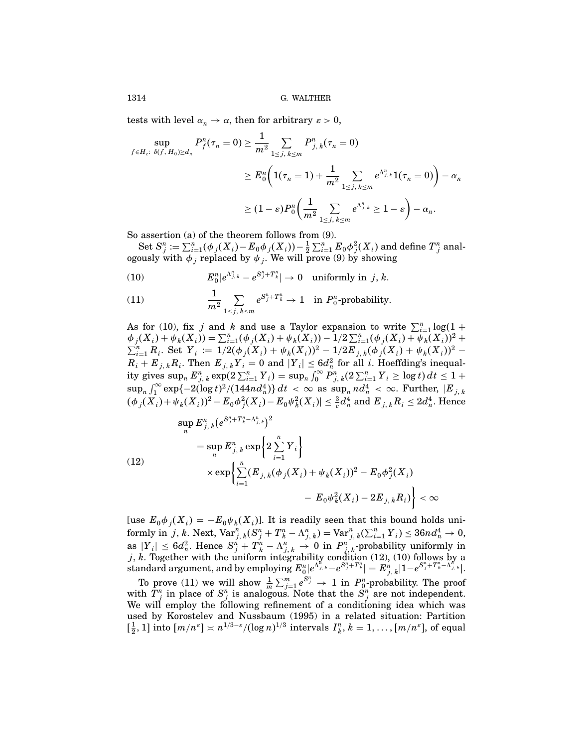tests with level $\alpha_n \to \alpha$, then for arbitrary $\varepsilon > 0$,

$$
\begin{aligned}
\sup_{f \in H_c:\ \delta(f, H_0) \geq d_n} P_f^n(\tau_n = 0) &\geq \frac{1}{m^2} \sum_{1 \leq j,\, k \leq m} P_{j,\,k}^n(\tau_n = 0) \\
&\geq E_0^n\bigg(1(\tau_n = 1) + \frac{1}{m^2} \sum_{1 \leq j,\, k \leq m} e^{\Lambda_{j,\,k}^n} 1(\tau_n = 0)\bigg) - \alpha_n \\
&\geq (1 - \varepsilon) P_0^n\bigg(\frac{1}{m^2} \sum_{1 \leq j,\, k \leq m} e^{\Lambda_{j,\,k}^n} \geq 1 - \varepsilon\bigg) - \alpha_n.
\end{aligned}
$$

So assertion (a) of the theorem follows from (9).

Set $S_j^n := \sum_{i=1}^n (\phi_j(X_i) - E_0 \phi_j(X_i)) - \frac{1}{2} \sum_{i=1}^n E_0 \phi_j^2(X_i)$ and define $T_j^n$ analogously with $\phi_j$ replaced by $\psi_j$. We will prove (9) by showing

$$
E_0^n |e^{\Lambda_{j,\,k}^n} - e^{S_j^n + T_k^n}| \to 0 \quad \text{uniformly in } j, k. \tag{10}
$$

$$
\frac{1}{m^2} \sum_{1 \leq j,\, k \leq m} e^{S_j^n + T_k^n} \to 1 \quad \text{in } P_0^n\text{-probability.} \tag{11}
$$

As for (10), fix $j$ and $k$ and use a Taylor expansion to write $\sum_{i=1}^n \log(1 + \phi_j(X_i) + \psi_k(X_i)) = \sum_{i=1}^n (\phi_j(X_i) + \psi_k(X_i)) - 1/2 \sum_{i=1}^n (\phi_j(X_i) + \psi_k(X_i))^2 + \sum_{i=1}^n R_i$. Set $Y_i := 1/2(\phi_j(X_i) + \psi_k(X_i))^2 - 1/2 E_{j,\,k}(\phi_j(X_i) + \psi_k(X_i))^2 - R_i + E_{j,\,k} R_i$. Then $E_{j,\,k} Y_i = 0$ and $|Y_i| \leq 6 d_n^2$ for all $i$. Hoeffding's inequality gives $\sup_n E_{j,\,k}^n \exp(2 \sum_{i=1}^n Y_i) = \sup_n \int_0^\infty P_{j,\,k}^n (2 \sum_{i=1}^n Y_i \geq \log t)\, dt \leq 1 + \sup_n \int_1^\infty \exp\{-2(\log t)^2/(144 n d_n^4)\}\, dt < \infty$ as $\sup_n n d_n^4 < \infty$. Further, $|E_{j,\,k}(\phi_j(X_i) + \psi_k(X_i))^2 - E_0 \phi_j^2(X_i) - E_0 \psi_k^2(X_i)| \leq \frac{3}{c} d_n^4$ and $E_{j,\,k} R_i \leq 2 d_n^4$. Hence

$$
\begin{aligned}
\sup_n E_{j,\,k}^n &\big(e^{S_j^n + T_k^n - \Lambda_{j,\,k}^n}\big)^2 \\
&= \sup_n E_{j,\,k}^n \exp\bigg\{2 \sum_{i=1}^n Y_i\bigg\} \\
&\quad \times \exp\bigg\{\sum_{i=1}^n (E_{j,\,k}(\phi_j(X_i) + \psi_k(X_i))^2 - E_0 \phi_j^2(X_i) \\
&\qquad\qquad - E_0 \psi_k^2(X_i) - 2 E_{j,\,k} R_i)\bigg\} < \infty
\end{aligned} \tag{12}
$$

[use $E_0 \phi_j(X_i) = -E_0 \psi_k(X_i)$]. It is readily seen that this bound holds uniformly in $j$, $k$. Next, $\mathrm{Var}_{j,\,k}^n(S_j^n + T_k^n - \Lambda_{j,\,k}^n) = \mathrm{Var}_{j,\,k}^n(\sum_{i=1}^n Y_i) \leq 36 n d_n^4 \to 0$, as $|Y_i| \leq 6 d_n^2$. Hence $S_j^n + T_k^n - \Lambda_{j,\,k}^n \to 0$ in $P_{j,\,k}^n$-probability uniformly in $j$, $k$. Together with the uniform integrability condition (12), (10) follows by a standard argument, and by employing $E_0^n |e^{\Lambda_{j,\,k}^n} - e^{S_j^n + T_k^n}| = E_{j,\,k}^n |1 - e^{S_j^n + T_k^n - \Lambda_{j,\,k}^n}|$.

To prove (11) we will show $\frac{1}{m} \sum_{j=1}^m e^{S_j^n} \to 1$ in $P_0^n$-probability. The proof with $T_j^n$ in place of $S_j^n$ is analogous. Note that the $S_j^n$ are not independent. We will employ the following refinement of a conditioning idea which was used by Korostelev and Nussbaum (1995) in a related situation: Partition $[\frac{1}{2}, 1]$ into $[m/n^\varepsilon] \asymp n^{1/3 - \varepsilon}/(\log n)^{1/3}$ intervals $I_k^n$, $k = 1, \ldots, [m/n^\varepsilon]$, of equal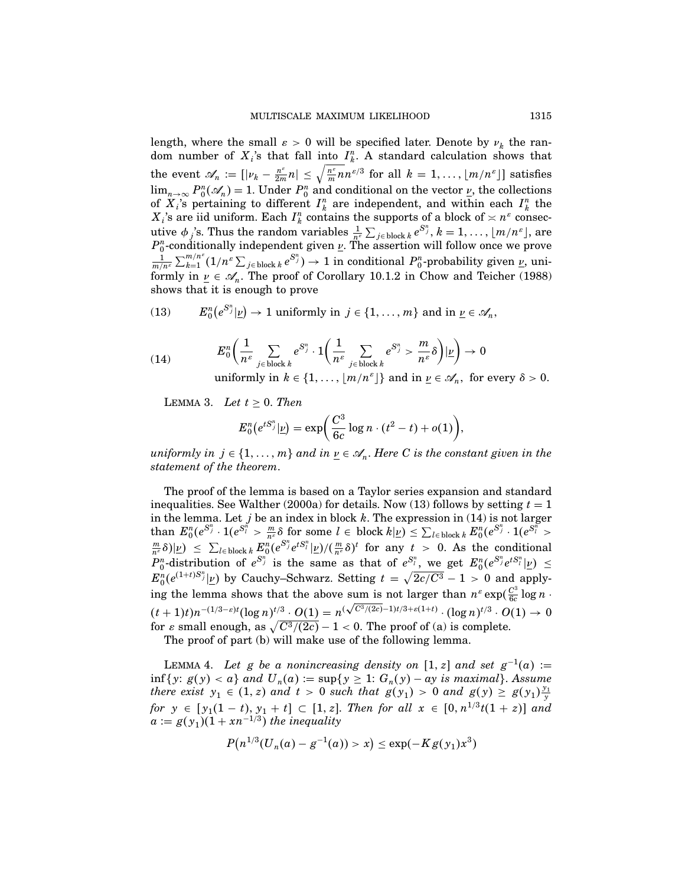length, where the small $\varepsilon > 0$ will be specified later. Denote by $\nu_k$ the random number of $X_i$'s that fall into $I_k^n$. A standard calculation shows that the event $\mathscr{A}_n := [|\nu_k - \frac{n^\varepsilon}{2m}n| \leq \sqrt{\frac{n^\varepsilon}{m}n}n^{\varepsilon/3}$ for all $k = 1, \ldots, \lfloor m/n^\varepsilon \rfloor]$ satisfies $\lim_{n\to\infty} P_0^n(\mathscr{A}_n) = 1$. Under $P_0^n$ and conditional on the vector $\underline{\nu}$, the collections of $X_i$'s pertaining to different $I_k^n$ are independent, and within each $I_k^n$ the $X_i$'s are iid uniform. Each $I_k^n$ contains the supports of a block of $\asymp n^\varepsilon$ consecutive $\phi_j$'s. Thus the random variables $\frac{1}{n^\varepsilon}\sum_{j\in \text{block } k} e^{S_j^n}$, $k = 1, \ldots, \lfloor m/n^\varepsilon \rfloor$, are $P_0^n$-conditionally independent given $\underline{\nu}$. The assertion will follow once we prove $\frac{1}{m/n^\varepsilon}\sum_{k=1}^{m/n^\varepsilon}(1/n^\varepsilon \sum_{j\in\text{block } k} e^{S_j^n}) \to 1$ in conditional $P_0^n$-probability given $\underline{\nu}$, uniformly in $\underline{\nu} \in \mathscr{A}_n$. The proof of Corollary 10.1.2 in Chow and Teicher (1988) shows that it is enough to prove

$$E_0^n(e^{S_j^n}|\underline{\nu}) \to 1 \text{ uniformly in } j \in \{1, \ldots, m\} \text{ and in } \underline{\nu} \in \mathscr{A}_n, \tag{13}$$

$$E_0^n\left(\frac{1}{n^\varepsilon}\sum_{j\in\text{block } k} e^{S_j^n} \cdot 1\left(\frac{1}{n^\varepsilon}\sum_{j\in\text{block } k} e^{S_j^n} > \frac{m}{n^\varepsilon}\delta\right)|\underline{\nu}\right) \to 0 \tag{14}$$

uniformly in $k \in \{1, \ldots, \lfloor m/n^\varepsilon \rfloor\}$ and in $\underline{\nu} \in \mathscr{A}_n$, for every $\delta > 0$.

LEMMA 3. *Let $t \geq 0$. Then*

$$E_0^n(e^{tS_j^n}|\underline{\nu}) = \exp\left(\frac{C^3}{6c}\log n \cdot (t^2 - t) + o(1)\right),$$

*uniformly in $j \in \{1, \ldots, m\}$ and in $\underline{\nu} \in \mathscr{A}_n$. Here $C$ is the constant given in the statement of the theorem.*

The proof of the lemma is based on a Taylor series expansion and standard inequalities. See Walther (2000a) for details. Now (13) follows by setting $t = 1$ in the lemma. Let $j$ be an index in block $k$. The expression in (14) is not larger than $E_0^n(e^{S_j^n} \cdot 1(e^{S_l^n} > \frac{m}{n^\varepsilon}\delta$ for some $l \in$ block $k|\underline{\nu}) \leq \sum_{l\in\text{block } k} E_0^n(e^{S_j^n} \cdot 1(e^{S_l^n} > \frac{m}{n^\varepsilon}\delta)|\underline{\nu}) \leq \sum_{l\in\text{block } k} E_0^n(e^{S_j^n}e^{tS_l^n}|\underline{\nu})/(\frac{m}{n^\varepsilon}\delta)^t$ for any $t > 0$. As the conditional $P_0^n$-distribution of $e^{S_j^n}$ is the same as that of $e^{S_l^n}$, we get $E_0^n(e^{S_j^n}e^{tS_l^n}|\underline{\nu}) \leq E_0^n(e^{(1+t)S_j^n}|\underline{\nu})$ by Cauchy–Schwarz. Setting $t = \sqrt{2c/C^3} - 1 > 0$ and applying the lemma shows that the above sum is not larger than $n^\varepsilon \exp(\frac{C^3}{6c}\log n \cdot (t+1)t)n^{-(1/3-\varepsilon)t}(\log n)^{t/3} \cdot O(1) = n^{(\sqrt{C^3/(2c)}-1)t/3+\varepsilon(1+t)} \cdot (\log n)^{t/3} \cdot O(1) \to 0$ for $\varepsilon$ small enough, as $\sqrt{C^3/(2c)} - 1 < 0$. The proof of (a) is complete.

The proof of part (b) will make use of the following lemma.

LEMMA 4. *Let $g$ be a nonincreasing density on $[1, z]$ and set $g^{-1}(a) := \inf\{y: g(y) < a\}$ and $U_n(a) := \sup\{y \geq 1: G_n(y) - ay$ is maximal$\}$. Assume there exist $y_1 \in (1, z)$ and $t > 0$ such that $g(y_1) > 0$ and $g(y) \geq g(y_1)\frac{y_1}{y}$ for $y \in [y_1(1-t), y_1 + t] \subset [1, z]$. Then for all $x \in [0, n^{1/3}t(1+z)]$ and $a := g(y_1)(1 + xn^{-1/3})$ the inequality*

$$P\big(n^{1/3}(U_n(a) - g^{-1}(a)) > x\big) \leq \exp(-Kg(y_1)x^3)$$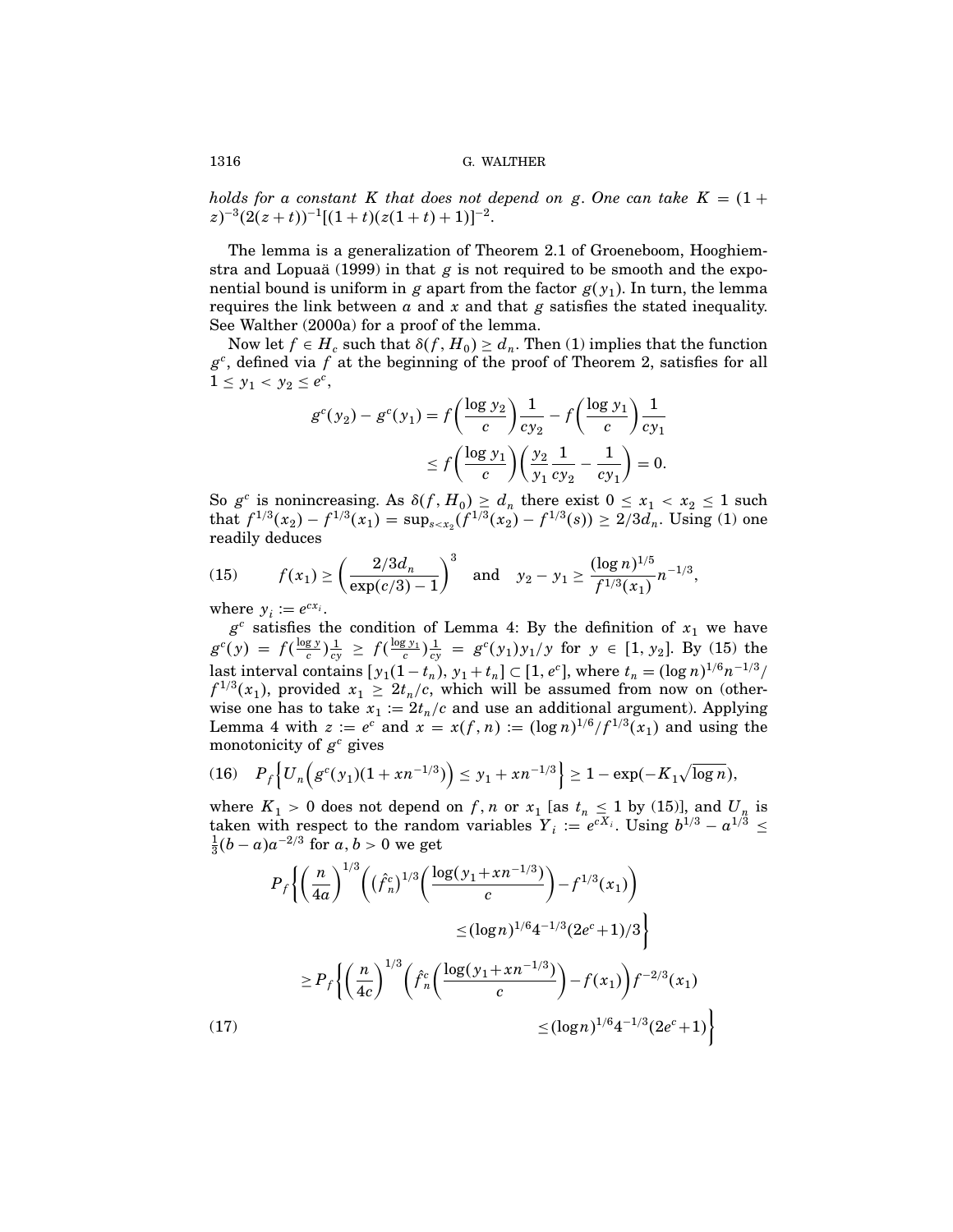*holds for a constant $K$ that does not depend on $g$. One can take $K = (1+z)^{-3}(2(z+t))^{-1}[(1+t)(z(1+t)+1)]^{-2}$.*

The lemma is a generalization of Theorem 2.1 of Groeneboom, Hooghiemstra and Lopuaä (1999) in that $g$ is not required to be smooth and the exponential bound is uniform in $g$ apart from the factor $g(y_1)$. In turn, the lemma requires the link between $a$ and $x$ and that $g$ satisfies the stated inequality. See Walther (2000a) for a proof of the lemma.

Now let $f \in H_c$ such that $\delta(f, H_0) \geq d_n$. Then (1) implies that the function $g^c$, defined via $f$ at the beginning of the proof of Theorem 2, satisfies for all $1 \leq y_1 < y_2 \leq e^c$,

$$g^c(y_2) - g^c(y_1) = f\left(\frac{\log y_2}{c}\right)\frac{1}{cy_2} - f\left(\frac{\log y_1}{c}\right)\frac{1}{cy_1}$$
$$\leq f\left(\frac{\log y_1}{c}\right)\left(\frac{y_2}{y_1}\frac{1}{cy_2} - \frac{1}{cy_1}\right) = 0.$$

So $g^c$ is nonincreasing. As $\delta(f, H_0) \geq d_n$ there exist $0 \leq x_1 < x_2 \leq 1$ such that $f^{1/3}(x_2) - f^{1/3}(x_1) = \sup_{s<x_2}(f^{1/3}(x_2) - f^{1/3}(s)) \geq 2/3 d_n$. Using (1) one readily deduces

$$f(x_1) \geq \left(\frac{2/3 d_n}{\exp(c/3) - 1}\right)^3 \quad \text{and} \quad y_2 - y_1 \geq \frac{(\log n)^{1/5}}{f^{1/3}(x_1)} n^{-1/3}, \tag{15}$$

where $y_i := e^{cx_i}$.

$g^c$ satisfies the condition of Lemma 4: By the definition of $x_1$ we have $g^c(y) = f(\frac{\log y}{c})\frac{1}{cy} \geq f(\frac{\log y_1}{c})\frac{1}{cy} = g^c(y_1)y_1/y$ for $y \in [1, y_2]$. By (15) the last interval contains $[y_1(1-t_n), y_1 + t_n] \subset [1, e^c]$, where $t_n = (\log n)^{1/6} n^{-1/3}/f^{1/3}(x_1)$, provided $x_1 \geq 2t_n/c$, which will be assumed from now on (otherwise one has to take $x_1 := 2t_n/c$ and use an additional argument). Applying Lemma 4 with $z := e^c$ and $x = x(f, n) := (\log n)^{1/6}/f^{1/3}(x_1)$ and using the monotonicity of $g^c$ gives

$$P_f\left\{U_n\left(g^c(y_1)(1 + xn^{-1/3})\right) \leq y_1 + xn^{-1/3}\right\} \geq 1 - \exp(-K_1\sqrt{\log n}), \tag{16}$$

where $K_1 > 0$ does not depend on $f$, $n$ or $x_1$ [as $t_n \leq 1$ by (15)], and $U_n$ is taken with respect to the random variables $Y_i := e^{cX_i}$. Using $b^{1/3} - a^{1/3} \leq \frac{1}{3}(b-a)a^{-2/3}$ for $a, b > 0$ we get

$$P_f\left\{\left(\frac{n}{4a}\right)^{1/3}\left((\hat{f}_n^c)^{1/3}\left(\frac{\log(y_1 + xn^{-1/3})}{c}\right) - f^{1/3}(x_1)\right) \leq (\log n)^{1/6} 4^{-1/3}(2e^c + 1)/3\right\}$$
$$\geq P_f\left\{\left(\frac{n}{4c}\right)^{1/3}\left(\hat{f}_n^c\left(\frac{\log(y_1 + xn^{-1/3})}{c}\right) - f(x_1)\right) f^{-2/3}(x_1) \leq (\log n)^{1/6} 4^{-1/3}(2e^c + 1)\right\} \tag{17}$$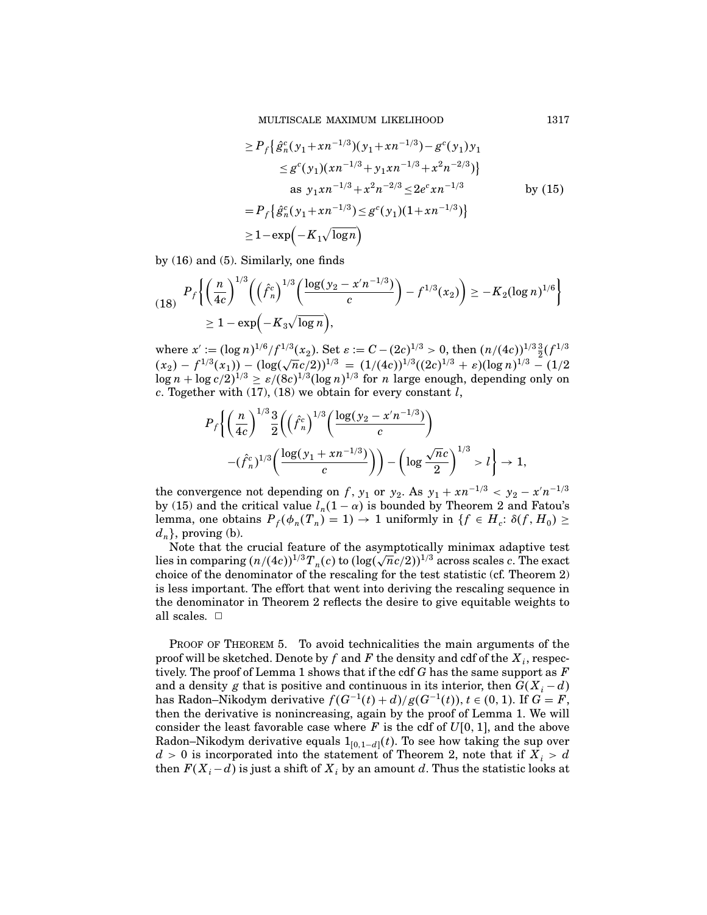$$
\begin{aligned}
&\geq P_f\big\{\hat{g}_n^c(y_1+xn^{-1/3})(y_1+xn^{-1/3})-g^c(y_1)y_1 \\
&\qquad \leq g^c(y_1)(xn^{-1/3}+y_1xn^{-1/3}+x^2n^{-2/3})\big\} \\
&\qquad \text{as } y_1xn^{-1/3}+x^2n^{-2/3}\leq 2e^c xn^{-1/3} \qquad\qquad \text{by (15)} \\
&= P_f\big\{\hat{g}_n^c(y_1+xn^{-1/3})\leq g^c(y_1)(1+xn^{-1/3})\big\} \\
&\geq 1-\exp\Big(-K_1\sqrt{\log n}\Big)
\end{aligned}
$$

by (16) and (5). Similarly, one finds

$$
\tag{18}
\begin{aligned}
P_f\bigg\{\Big(\frac{n}{4c}\Big)^{1/3}\bigg(\Big(\hat{f}_n^c\Big)^{1/3}\Big(\frac{\log(y_2-x'n^{-1/3})}{c}\Big)-f^{1/3}(x_2)\bigg)\geq -K_2(\log n)^{1/6}\bigg\} \\
\geq 1-\exp\Big(-K_3\sqrt{\log n}\Big),
\end{aligned}
$$

where $x' := (\log n)^{1/6}/f^{1/3}(x_2)$. Set $\varepsilon := C-(2c)^{1/3}>0$, then $(n/(4c))^{1/3}\frac{3}{2}(f^{1/3}(x_2)-f^{1/3}(x_1))-(\log(\sqrt{n}c/2))^{1/3} = (1/(4c))^{1/3}((2c)^{1/3}+\varepsilon)(\log n)^{1/3}-(1/2\log n+\log c/2)^{1/3}\geq \varepsilon/(8c)^{1/3}(\log n)^{1/3}$ for $n$ large enough, depending only on $c$. Together with (17), (18) we obtain for every constant $l$,

$$
\begin{aligned}
P_f\bigg\{\Big(\frac{n}{4c}\Big)^{1/3}\frac{3}{2}\bigg(\Big(\hat{f}_n^c\Big)^{1/3}\Big(\frac{\log(y_2-x'n^{-1/3})}{c}\Big) \\
-(\hat{f}_n^c)^{1/3}\Big(\frac{\log(y_1+xn^{-1/3})}{c}\Big)\bigg)-\Big(\log\frac{\sqrt{n}c}{2}\Big)^{1/3}>l\bigg\}\to 1,
\end{aligned}
$$

the convergence not depending on $f$, $y_1$ or $y_2$. As $y_1+xn^{-1/3}<y_2-x'n^{-1/3}$ by (15) and the critical value $l_n(1-\alpha)$ is bounded by Theorem 2 and Fatou's lemma, one obtains $P_f(\phi_n(T_n)=1)\to 1$ uniformly in $\{f\in H_c\colon \delta(f,H_0)\geq d_n\}$, proving (b).

Note that the crucial feature of the asymptotically minimax adaptive test lies in comparing $(n/(4c))^{1/3}T_n(c)$ to $(\log(\sqrt{n}c/2))^{1/3}$ across scales $c$. The exact choice of the denominator of the rescaling for the test statistic (cf. Theorem 2) is less important. The effort that went into deriving the rescaling sequence in the denominator in Theorem 2 reflects the desire to give equitable weights to all scales. □

Proof of Theorem 5. To avoid technicalities the main arguments of the proof will be sketched. Denote by $f$ and $F$ the density and cdf of the $X_i$, respectively. The proof of Lemma 1 shows that if the cdf $G$ has the same support as $F$ and a density $g$ that is positive and continuous in its interior, then $G(X_i-d)$ has Radon–Nikodym derivative $f(G^{-1}(t)+d)/g(G^{-1}(t))$, $t\in(0,1)$. If $G=F$, then the derivative is nonincreasing, again by the proof of Lemma 1. We will consider the least favorable case where $F$ is the cdf of $U[0,1]$, and the above Radon–Nikodym derivative equals $1_{[0,1-d]}(t)$. To see how taking the sup over $d>0$ is incorporated into the statement of Theorem 2, note that if $X_i>d$ then $F(X_i-d)$ is just a shift of $X_i$ by an amount $d$. Thus the statistic looks at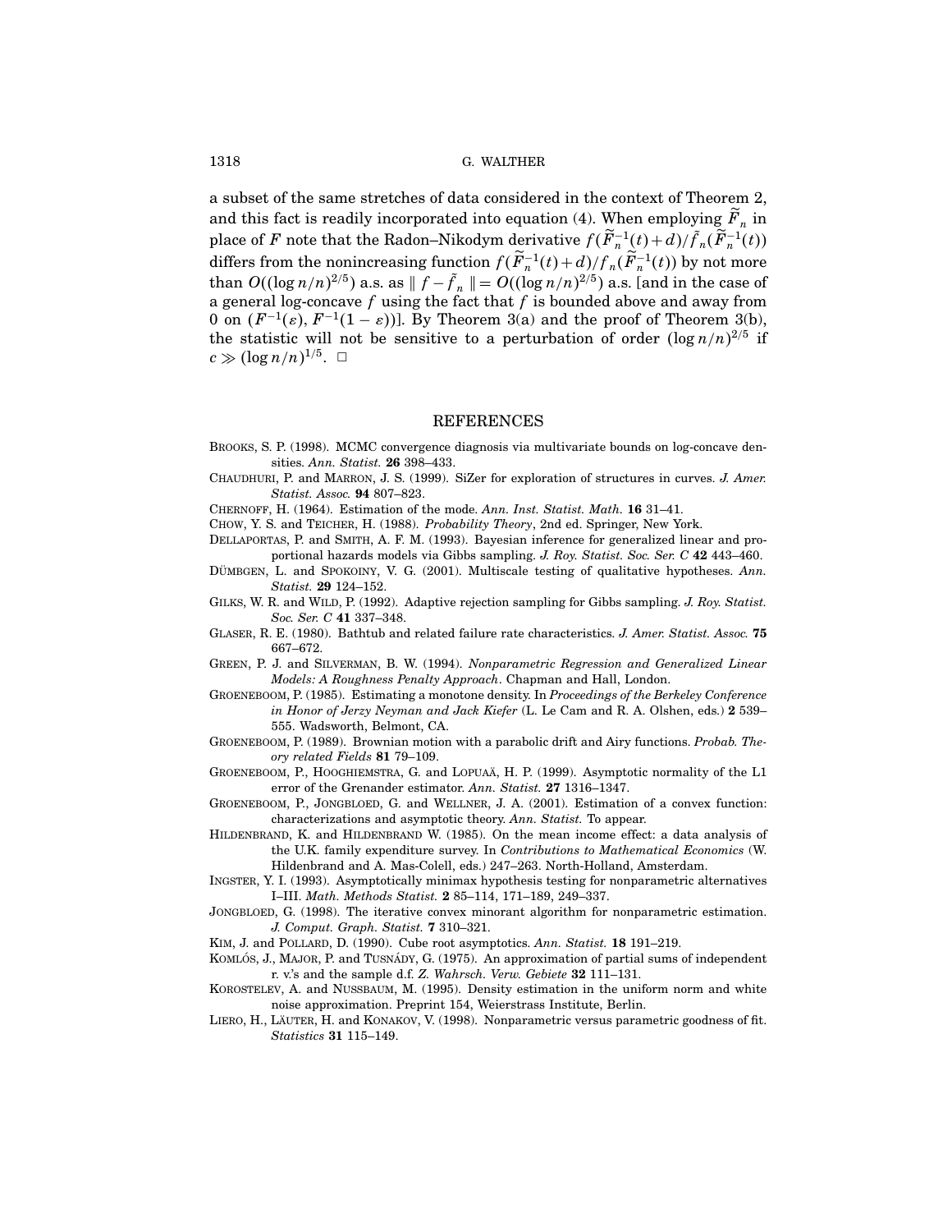a subset of the same stretches of data considered in the context of Theorem 2, and this fact is readily incorporated into equation (4). When employing $\widetilde{F}_n$ in place of $F$ note that the Radon–Nikodym derivative $f(\widetilde{F}_n^{-1}(t)+d)/\tilde{f}_n(\widetilde{F}_n^{-1}(t))$ differs from the nonincreasing function $f(\widetilde{F}_n^{-1}(t)+d)/f_n(\widetilde{F}_n^{-1}(t))$ by not more than $O((\log n/n)^{2/5})$ a.s. as $\| f - \tilde{f}_n \| = O((\log n/n)^{2/5})$ a.s. [and in the case of a general log-concave $f$ using the fact that $f$ is bounded above and away from 0 on $(F^{-1}(\varepsilon), F^{-1}(1-\varepsilon))$]. By Theorem 3(a) and the proof of Theorem 3(b), the statistic will not be sensitive to a perturbation of order $(\log n/n)^{2/5}$ if $c \gg (\log n/n)^{1/5}$. $\square$

## REFERENCES

BROOKS, S. P. (1998). MCMC convergence diagnosis via multivariate bounds on log-concave densities. *Ann. Statist.* **26** 398–433.

CHAUDHURI, P. and MARRON, J. S. (1999). SiZer for exploration of structures in curves. *J. Amer. Statist. Assoc.* **94** 807–823.

CHERNOFF, H. (1964). Estimation of the mode. *Ann. Inst. Statist. Math.* **16** 31–41.

CHOW, Y. S. and TEICHER, H. (1988). *Probability Theory*, 2nd ed. Springer, New York.

DELLAPORTAS, P. and SMITH, A. F. M. (1993). Bayesian inference for generalized linear and proportional hazards models via Gibbs sampling. *J. Roy. Statist. Soc. Ser. C* **42** 443–460.

DÜMBGEN, L. and SPOKOINY, V. G. (2001). Multiscale testing of qualitative hypotheses. *Ann. Statist.* **29** 124–152.

GILKS, W. R. and WILD, P. (1992). Adaptive rejection sampling for Gibbs sampling. *J. Roy. Statist. Soc. Ser. C* **41** 337–348.

GLASER, R. E. (1980). Bathtub and related failure rate characteristics. *J. Amer. Statist. Assoc.* **75** 667–672.

GREEN, P. J. and SILVERMAN, B. W. (1994). *Nonparametric Regression and Generalized Linear Models: A Roughness Penalty Approach*. Chapman and Hall, London.

GROENEBOOM, P. (1985). Estimating a monotone density. In *Proceedings of the Berkeley Conference in Honor of Jerzy Neyman and Jack Kiefer* (L. Le Cam and R. A. Olshen, eds.) **2** 539–555. Wadsworth, Belmont, CA.

GROENEBOOM, P. (1989). Brownian motion with a parabolic drift and Airy functions. *Probab. Theory related Fields* **81** 79–109.

GROENEBOOM, P., HOOGHIEMSTRA, G. and LOPUAÄ, H. P. (1999). Asymptotic normality of the L1 error of the Grenander estimator. *Ann. Statist.* **27** 1316–1347.

GROENEBOOM, P., JONGBLOED, G. and WELLNER, J. A. (2001). Estimation of a convex function: characterizations and asymptotic theory. *Ann. Statist.* To appear.

HILDENBRAND, K. and HILDENBRAND W. (1985). On the mean income effect: a data analysis of the U.K. family expenditure survey. In *Contributions to Mathematical Economics* (W. Hildenbrand and A. Mas-Colell, eds.) 247–263. North-Holland, Amsterdam.

INGSTER, Y. I. (1993). Asymptotically minimax hypothesis testing for nonparametric alternatives I–III. *Math. Methods Statist.* **2** 85–114, 171–189, 249–337.

JONGBLOED, G. (1998). The iterative convex minorant algorithm for nonparametric estimation. *J. Comput. Graph. Statist.* **7** 310–321.

KIM, J. and POLLARD, D. (1990). Cube root asymptotics. *Ann. Statist.* **18** 191–219.

KOMLÓS, J., MAJOR, P. and TUSNÁDY, G. (1975). An approximation of partial sums of independent r. v.'s and the sample d.f. *Z. Wahrsch. Verw. Gebiete* **32** 111–131.

KOROSTELEV, A. and NUSSBAUM, M. (1995). Density estimation in the uniform norm and white noise approximation. Preprint 154, Weierstrass Institute, Berlin.

LIERO, H., LÄUTER, H. and KONAKOV, V. (1998). Nonparametric versus parametric goodness of fit. *Statistics* **31** 115–149.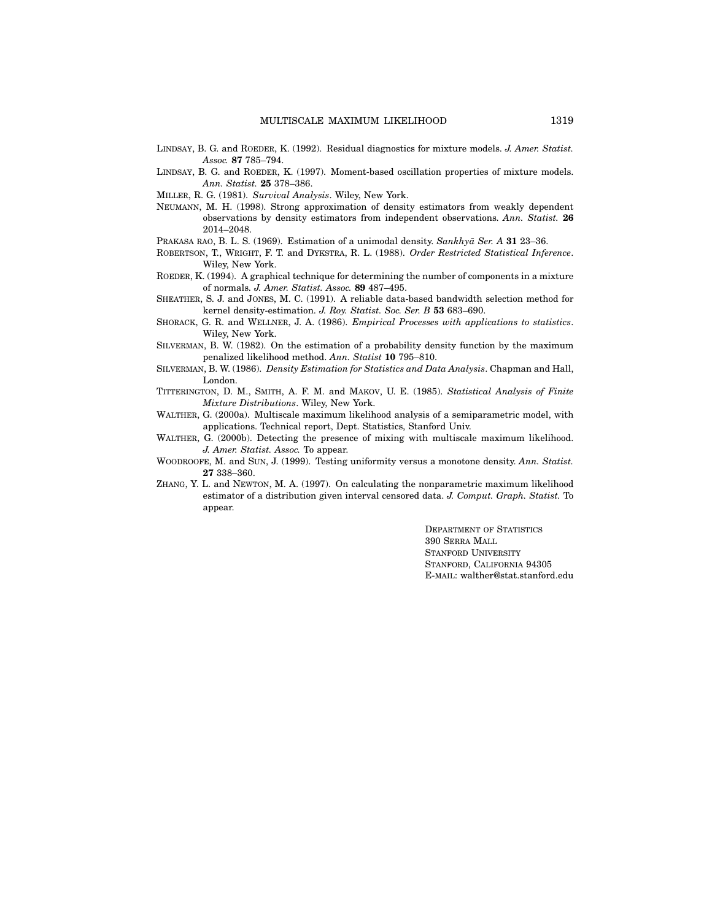LINDSAY, B. G. and ROEDER, K. (1992). Residual diagnostics for mixture models. *J. Amer. Statist. Assoc.* **87** 785–794.

LINDSAY, B. G. and ROEDER, K. (1997). Moment-based oscillation properties of mixture models. *Ann. Statist.* **25** 378–386.

MILLER, R. G. (1981). *Survival Analysis*. Wiley, New York.

NEUMANN, M. H. (1998). Strong approximation of density estimators from weakly dependent observations by density estimators from independent observations. *Ann. Statist.* **26** 2014–2048.

PRAKASA RAO, B. L. S. (1969). Estimation of a unimodal density. *Sankhyā Ser. A* **31** 23–36.

ROBERTSON, T., WRIGHT, F. T. and DYKSTRA, R. L. (1988). *Order Restricted Statistical Inference*. Wiley, New York.

ROEDER, K. (1994). A graphical technique for determining the number of components in a mixture of normals. *J. Amer. Statist. Assoc.* **89** 487–495.

SHEATHER, S. J. and JONES, M. C. (1991). A reliable data-based bandwidth selection method for kernel density-estimation. *J. Roy. Statist. Soc. Ser. B* **53** 683–690.

SHORACK, G. R. and WELLNER, J. A. (1986). *Empirical Processes with applications to statistics*. Wiley, New York.

SILVERMAN, B. W. (1982). On the estimation of a probability density function by the maximum penalized likelihood method. *Ann. Statist* **10** 795–810.

SILVERMAN, B. W. (1986). *Density Estimation for Statistics and Data Analysis*. Chapman and Hall, London.

TITTERINGTON, D. M., SMITH, A. F. M. and MAKOV, U. E. (1985). *Statistical Analysis of Finite Mixture Distributions*. Wiley, New York.

WALTHER, G. (2000a). Multiscale maximum likelihood analysis of a semiparametric model, with applications. Technical report, Dept. Statistics, Stanford Univ.

WALTHER, G. (2000b). Detecting the presence of mixing with multiscale maximum likelihood. *J. Amer. Statist. Assoc.* To appear.

WOODROOFE, M. and SUN, J. (1999). Testing uniformity versus a monotone density. *Ann. Statist.* **27** 338–360.

ZHANG, Y. L. and NEWTON, M. A. (1997). On calculating the nonparametric maximum likelihood estimator of a distribution given interval censored data. *J. Comput. Graph. Statist.* To appear.

DEPARTMENT OF STATISTICS
390 SERRA MALL
STANFORD UNIVERSITY
STANFORD, CALIFORNIA 94305
E-MAIL: walther@stat.stanford.edu